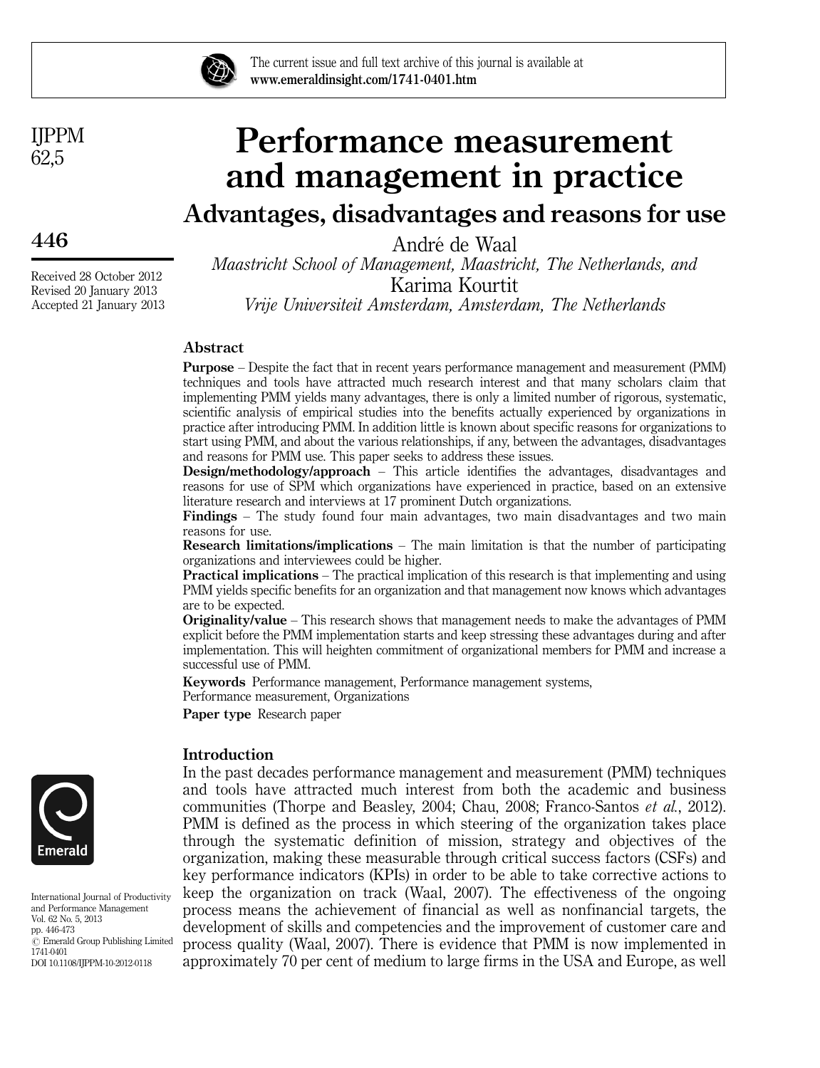# Performance measurement and management in practice

## Advantages, disadvantages and reasons for use

André de Waal

*Maastricht School of Management, Maastricht, The Netherlands, and*

Karima Kourtit

*Vrije Universiteit Amsterdam, Amsterdam, The Netherlands*

Received 28 October 2012
Revised 20 January 2013
Accepted 21 January 2013

### Abstract

**Purpose** – Despite the fact that in recent years performance management and measurement (PMM) techniques and tools have attracted much research interest and that many scholars claim that implementing PMM yields many advantages, there is only a limited number of rigorous, systematic, scientific analysis of empirical studies into the benefits actually experienced by organizations in practice after introducing PMM. In addition little is known about specific reasons for organizations to start using PMM, and about the various relationships, if any, between the advantages, disadvantages and reasons for PMM use. This paper seeks to address these issues.

**Design/methodology/approach** – This article identifies the advantages, disadvantages and reasons for use of SPM which organizations have experienced in practice, based on an extensive literature research and interviews at 17 prominent Dutch organizations.

**Findings** – The study found four main advantages, two main disadvantages and two main reasons for use.

**Research limitations/implications** – The main limitation is that the number of participating organizations and interviewees could be higher.

**Practical implications** – The practical implication of this research is that implementing and using PMM yields specific benefits for an organization and that management now knows which advantages are to be expected.

**Originality/value** – This research shows that management needs to make the advantages of PMM explicit before the PMM implementation starts and keep stressing these advantages during and after implementation. This will heighten commitment of organizational members for PMM and increase a successful use of PMM.

**Keywords** Performance management, Performance management systems, Performance measurement, Organizations

**Paper type** Research paper

### Introduction

In the past decades performance management and measurement (PMM) techniques and tools have attracted much interest from both the academic and business communities (Thorpe and Beasley, 2004; Chau, 2008; Franco-Santos *et al.*, 2012). PMM is defined as the process in which steering of the organization takes place through the systematic definition of mission, strategy and objectives of the organization, making these measurable through critical success factors (CSFs) and key performance indicators (KPIs) in order to be able to take corrective actions to keep the organization on track (Waal, 2007). The effectiveness of the ongoing process means the achievement of financial as well as nonfinancial targets, the development of skills and competencies and the improvement of customer care and process quality (Waal, 2007). There is evidence that PMM is now implemented in approximately 70 per cent of medium to large firms in the USA and Europe, as well

International Journal of Productivity and Performance Management
Vol. 62 No. 5, 2013
pp. 446-473
© Emerald Group Publishing Limited
1741-0401
DOI 10.1108/IJPPM-10-2012-0118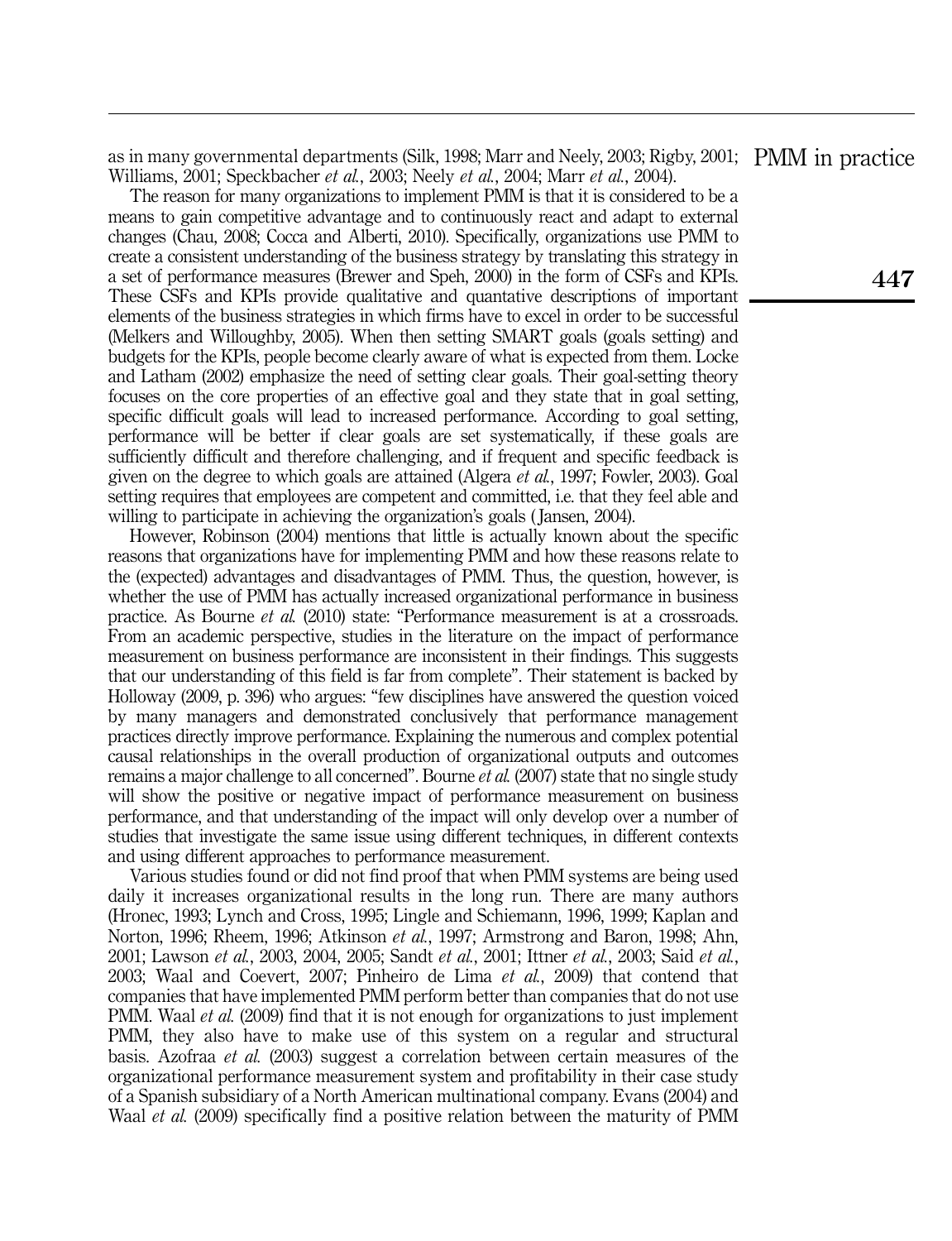as in many governmental departments (Silk, 1998; Marr and Neely, 2003; Rigby, 2001; Williams, 2001; Speckbacher *et al.*, 2003; Neely *et al.*, 2004; Marr *et al.*, 2004).

The reason for many organizations to implement PMM is that it is considered to be a means to gain competitive advantage and to continuously react and adapt to external changes (Chau, 2008; Cocca and Alberti, 2010). Specifically, organizations use PMM to create a consistent understanding of the business strategy by translating this strategy in a set of performance measures (Brewer and Speh, 2000) in the form of CSFs and KPIs. These CSFs and KPIs provide qualitative and quantative descriptions of important elements of the business strategies in which firms have to excel in order to be successful (Melkers and Willoughby, 2005). When then setting SMART goals (goals setting) and budgets for the KPIs, people become clearly aware of what is expected from them. Locke and Latham (2002) emphasize the need of setting clear goals. Their goal-setting theory focuses on the core properties of an effective goal and they state that in goal setting, specific difficult goals will lead to increased performance. According to goal setting, performance will be better if clear goals are set systematically, if these goals are sufficiently difficult and therefore challenging, and if frequent and specific feedback is given on the degree to which goals are attained (Algera *et al.*, 1997; Fowler, 2003). Goal setting requires that employees are competent and committed, i.e. that they feel able and willing to participate in achieving the organization's goals (Jansen, 2004).

However, Robinson (2004) mentions that little is actually known about the specific reasons that organizations have for implementing PMM and how these reasons relate to the (expected) advantages and disadvantages of PMM. Thus, the question, however, is whether the use of PMM has actually increased organizational performance in business practice. As Bourne *et al.* (2010) state: "Performance measurement is at a crossroads. From an academic perspective, studies in the literature on the impact of performance measurement on business performance are inconsistent in their findings. This suggests that our understanding of this field is far from complete". Their statement is backed by Holloway (2009, p. 396) who argues: "few disciplines have answered the question voiced by many managers and demonstrated conclusively that performance management practices directly improve performance. Explaining the numerous and complex potential causal relationships in the overall production of organizational outputs and outcomes remains a major challenge to all concerned". Bourne *et al.* (2007) state that no single study will show the positive or negative impact of performance measurement on business performance, and that understanding of the impact will only develop over a number of studies that investigate the same issue using different techniques, in different contexts and using different approaches to performance measurement.

Various studies found or did not find proof that when PMM systems are being used daily it increases organizational results in the long run. There are many authors (Hronec, 1993; Lynch and Cross, 1995; Lingle and Schiemann, 1996, 1999; Kaplan and Norton, 1996; Rheem, 1996; Atkinson *et al.*, 1997; Armstrong and Baron, 1998; Ahn, 2001; Lawson *et al.*, 2003, 2004, 2005; Sandt *et al.*, 2001; Ittner *et al.*, 2003; Said *et al.*, 2003; Waal and Coevert, 2007; Pinheiro de Lima *et al.*, 2009) that contend that companies that have implemented PMM perform better than companies that do not use PMM. Waal *et al.* (2009) find that it is not enough for organizations to just implement PMM, they also have to make use of this system on a regular and structural basis. Azofraa *et al.* (2003) suggest a correlation between certain measures of the organizational performance measurement system and profitability in their case study of a Spanish subsidiary of a North American multinational company. Evans (2004) and Waal *et al.* (2009) specifically find a positive relation between the maturity of PMM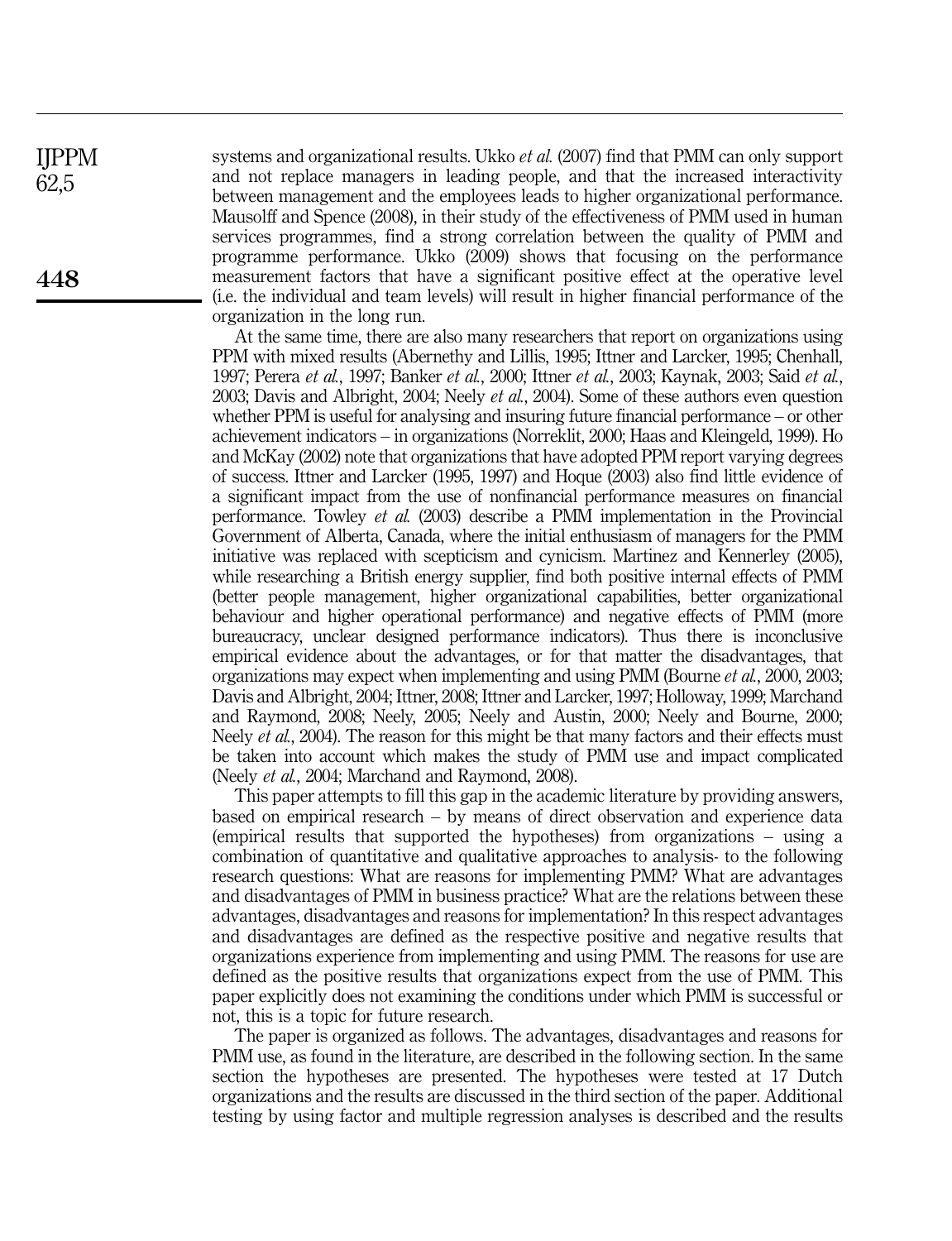systems and organizational results. Ukko *et al.* (2007) find that PMM can only support and not replace managers in leading people, and that the increased interactivity between management and the employees leads to higher organizational performance. Mausolff and Spence (2008), in their study of the effectiveness of PMM used in human services programmes, find a strong correlation between the quality of PMM and programme performance. Ukko (2009) shows that focusing on the performance measurement factors that have a significant positive effect at the operative level (i.e. the individual and team levels) will result in higher financial performance of the organization in the long run.

At the same time, there are also many researchers that report on organizations using PPM with mixed results (Abernethy and Lillis, 1995; Ittner and Larcker, 1995; Chenhall, 1997; Perera *et al.*, 1997; Banker *et al.*, 2000; Ittner *et al.*, 2003; Kaynak, 2003; Said *et al.*, 2003; Davis and Albright, 2004; Neely *et al.*, 2004). Some of these authors even question whether PPM is useful for analysing and insuring future financial performance – or other achievement indicators – in organizations (Norreklit, 2000; Haas and Kleingeld, 1999). Ho and McKay (2002) note that organizations that have adopted PPM report varying degrees of success. Ittner and Larcker (1995, 1997) and Hoque (2003) also find little evidence of a significant impact from the use of nonfinancial performance measures on financial performance. Towley *et al.* (2003) describe a PMM implementation in the Provincial Government of Alberta, Canada, where the initial enthusiasm of managers for the PMM initiative was replaced with scepticism and cynicism. Martinez and Kennerley (2005), while researching a British energy supplier, find both positive internal effects of PMM (better people management, higher organizational capabilities, better organizational behaviour and higher operational performance) and negative effects of PMM (more bureaucracy, unclear designed performance indicators). Thus there is inconclusive empirical evidence about the advantages, or for that matter the disadvantages, that organizations may expect when implementing and using PMM (Bourne *et al.*, 2000, 2003; Davis and Albright, 2004; Ittner, 2008; Ittner and Larcker, 1997; Holloway, 1999; Marchand and Raymond, 2008; Neely, 2005; Neely and Austin, 2000; Neely and Bourne, 2000; Neely *et al.*, 2004). The reason for this might be that many factors and their effects must be taken into account which makes the study of PMM use and impact complicated (Neely *et al.*, 2004; Marchand and Raymond, 2008).

This paper attempts to fill this gap in the academic literature by providing answers, based on empirical research – by means of direct observation and experience data (empirical results that supported the hypotheses) from organizations – using a combination of quantitative and qualitative approaches to analysis- to the following research questions: What are reasons for implementing PMM? What are advantages and disadvantages of PMM in business practice? What are the relations between these advantages, disadvantages and reasons for implementation? In this respect advantages and disadvantages are defined as the respective positive and negative results that organizations experience from implementing and using PMM. The reasons for use are defined as the positive results that organizations expect from the use of PMM. This paper explicitly does not examining the conditions under which PMM is successful or not, this is a topic for future research.

The paper is organized as follows. The advantages, disadvantages and reasons for PMM use, as found in the literature, are described in the following section. In the same section the hypotheses are presented. The hypotheses were tested at 17 Dutch organizations and the results are discussed in the third section of the paper. Additional testing by using factor and multiple regression analyses is described and the results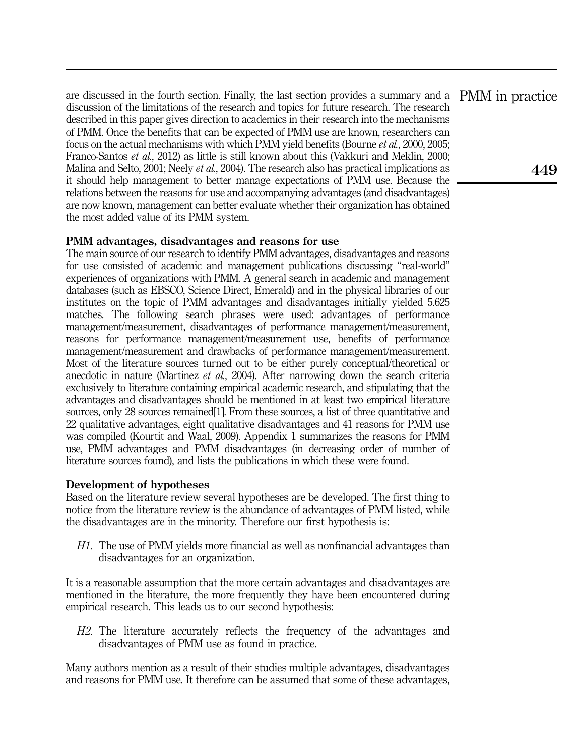are discussed in the fourth section. Finally, the last section provides a summary and a discussion of the limitations of the research and topics for future research. The research described in this paper gives direction to academics in their research into the mechanisms of PMM. Once the benefits that can be expected of PMM use are known, researchers can focus on the actual mechanisms with which PMM yield benefits (Bourne *et al.*, 2000, 2005; Franco-Santos *et al.*, 2012) as little is still known about this (Vakkuri and Meklin, 2000; Malina and Selto, 2001; Neely *et al.*, 2004). The research also has practical implications as it should help management to better manage expectations of PMM use. Because the relations between the reasons for use and accompanying advantages (and disadvantages) are now known, management can better evaluate whether their organization has obtained the most added value of its PMM system.

## PMM advantages, disadvantages and reasons for use

The main source of our research to identify PMM advantages, disadvantages and reasons for use consisted of academic and management publications discussing "real-world" experiences of organizations with PMM. A general search in academic and management databases (such as EBSCO, Science Direct, Emerald) and in the physical libraries of our institutes on the topic of PMM advantages and disadvantages initially yielded 5.625 matches. The following search phrases were used: advantages of performance management/measurement, disadvantages of performance management/measurement, reasons for performance management/measurement use, benefits of performance management/measurement and drawbacks of performance management/measurement. Most of the literature sources turned out to be either purely conceptual/theoretical or anecdotic in nature (Martinez *et al.*, 2004). After narrowing down the search criteria exclusively to literature containing empirical academic research, and stipulating that the advantages and disadvantages should be mentioned in at least two empirical literature sources, only 28 sources remained[1]. From these sources, a list of three quantitative and 22 qualitative advantages, eight qualitative disadvantages and 41 reasons for PMM use was compiled (Kourtit and Waal, 2009). Appendix 1 summarizes the reasons for PMM use, PMM advantages and PMM disadvantages (in decreasing order of number of literature sources found), and lists the publications in which these were found.

## Development of hypotheses

Based on the literature review several hypotheses are be developed. The first thing to notice from the literature review is the abundance of advantages of PMM listed, while the disadvantages are in the minority. Therefore our first hypothesis is:

*H1*. The use of PMM yields more financial as well as nonfinancial advantages than disadvantages for an organization.

It is a reasonable assumption that the more certain advantages and disadvantages are mentioned in the literature, the more frequently they have been encountered during empirical research. This leads us to our second hypothesis:

*H2*. The literature accurately reflects the frequency of the advantages and disadvantages of PMM use as found in practice.

Many authors mention as a result of their studies multiple advantages, disadvantages and reasons for PMM use. It therefore can be assumed that some of these advantages,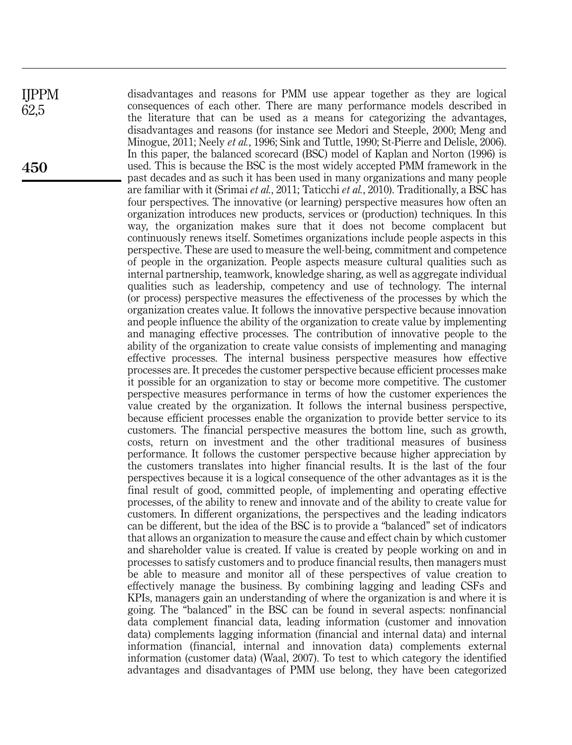disadvantages and reasons for PMM use appear together as they are logical consequences of each other. There are many performance models described in the literature that can be used as a means for categorizing the advantages, disadvantages and reasons (for instance see Medori and Steeple, 2000; Meng and Minogue, 2011; Neely *et al.*, 1996; Sink and Tuttle, 1990; St-Pierre and Delisle, 2006). In this paper, the balanced scorecard (BSC) model of Kaplan and Norton (1996) is used. This is because the BSC is the most widely accepted PMM framework in the past decades and as such it has been used in many organizations and many people are familiar with it (Srimai *et al.*, 2011; Taticchi *et al.*, 2010). Traditionally, a BSC has four perspectives. The innovative (or learning) perspective measures how often an organization introduces new products, services or (production) techniques. In this way, the organization makes sure that it does not become complacent but continuously renews itself. Sometimes organizations include people aspects in this perspective. These are used to measure the well-being, commitment and competence of people in the organization. People aspects measure cultural qualities such as internal partnership, teamwork, knowledge sharing, as well as aggregate individual qualities such as leadership, competency and use of technology. The internal (or process) perspective measures the effectiveness of the processes by which the organization creates value. It follows the innovative perspective because innovation and people influence the ability of the organization to create value by implementing and managing effective processes. The contribution of innovative people to the ability of the organization to create value consists of implementing and managing effective processes. The internal business perspective measures how effective processes are. It precedes the customer perspective because efficient processes make it possible for an organization to stay or become more competitive. The customer perspective measures performance in terms of how the customer experiences the value created by the organization. It follows the internal business perspective, because efficient processes enable the organization to provide better service to its customers. The financial perspective measures the bottom line, such as growth, costs, return on investment and the other traditional measures of business performance. It follows the customer perspective because higher appreciation by the customers translates into higher financial results. It is the last of the four perspectives because it is a logical consequence of the other advantages as it is the final result of good, committed people, of implementing and operating effective processes, of the ability to renew and innovate and of the ability to create value for customers. In different organizations, the perspectives and the leading indicators can be different, but the idea of the BSC is to provide a "balanced" set of indicators that allows an organization to measure the cause and effect chain by which customer and shareholder value is created. If value is created by people working on and in processes to satisfy customers and to produce financial results, then managers must be able to measure and monitor all of these perspectives of value creation to effectively manage the business. By combining lagging and leading CSFs and KPIs, managers gain an understanding of where the organization is and where it is going. The "balanced" in the BSC can be found in several aspects: nonfinancial data complement financial data, leading information (customer and innovation data) complements lagging information (financial and internal data) and internal information (financial, internal and innovation data) complements external information (customer data) (Waal, 2007). To test to which category the identified advantages and disadvantages of PMM use belong, they have been categorized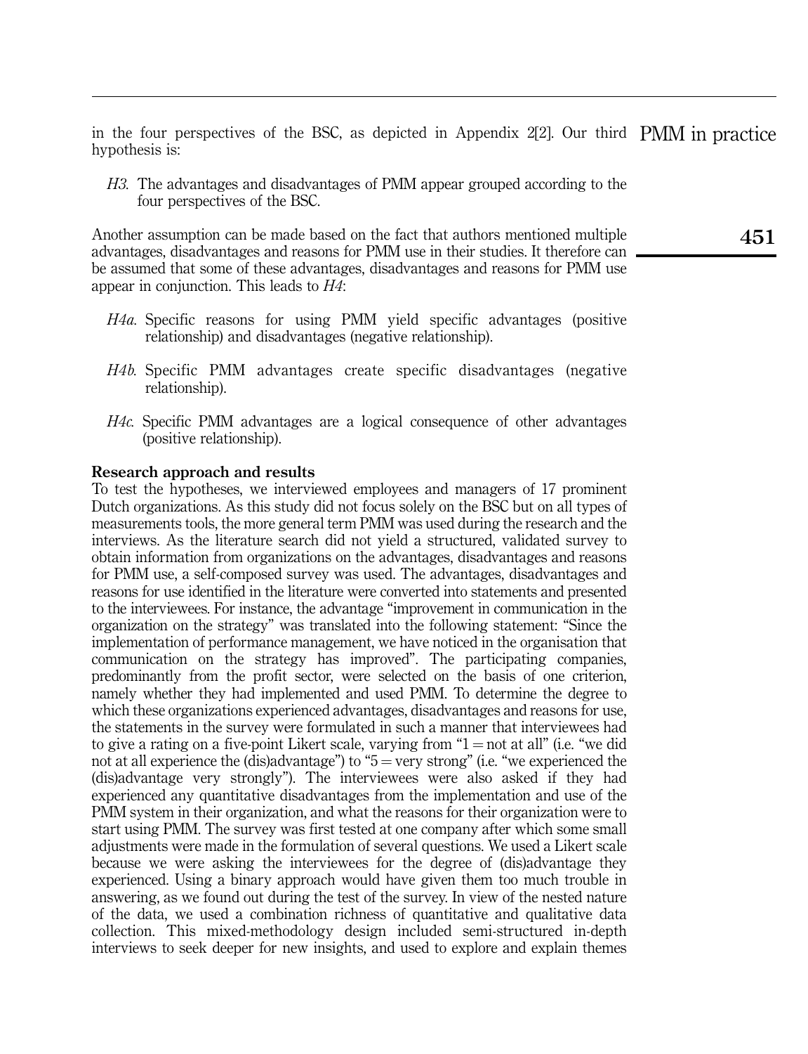in the four perspectives of the BSC, as depicted in Appendix 2[2]. Our third hypothesis is:

*H3*. The advantages and disadvantages of PMM appear grouped according to the four perspectives of the BSC.

Another assumption can be made based on the fact that authors mentioned multiple advantages, disadvantages and reasons for PMM use in their studies. It therefore can be assumed that some of these advantages, disadvantages and reasons for PMM use appear in conjunction. This leads to *H4*:

*H4a*. Specific reasons for using PMM yield specific advantages (positive relationship) and disadvantages (negative relationship).

*H4b*. Specific PMM advantages create specific disadvantages (negative relationship).

*H4c*. Specific PMM advantages are a logical consequence of other advantages (positive relationship).

## Research approach and results

To test the hypotheses, we interviewed employees and managers of 17 prominent Dutch organizations. As this study did not focus solely on the BSC but on all types of measurements tools, the more general term PMM was used during the research and the interviews. As the literature search did not yield a structured, validated survey to obtain information from organizations on the advantages, disadvantages and reasons for PMM use, a self-composed survey was used. The advantages, disadvantages and reasons for use identified in the literature were converted into statements and presented to the interviewees. For instance, the advantage "improvement in communication in the organization on the strategy" was translated into the following statement: "Since the implementation of performance management, we have noticed in the organisation that communication on the strategy has improved". The participating companies, predominantly from the profit sector, were selected on the basis of one criterion, namely whether they had implemented and used PMM. To determine the degree to which these organizations experienced advantages, disadvantages and reasons for use, the statements in the survey were formulated in such a manner that interviewees had to give a rating on a five-point Likert scale, varying from "1 = not at all" (i.e. "we did not at all experience the (dis)advantage") to "5 = very strong" (i.e. "we experienced the (dis)advantage very strongly"). The interviewees were also asked if they had experienced any quantitative disadvantages from the implementation and use of the PMM system in their organization, and what the reasons for their organization were to start using PMM. The survey was first tested at one company after which some small adjustments were made in the formulation of several questions. We used a Likert scale because we were asking the interviewees for the degree of (dis)advantage they experienced. Using a binary approach would have given them too much trouble in answering, as we found out during the test of the survey. In view of the nested nature of the data, we used a combination richness of quantitative and qualitative data collection. This mixed-methodology design included semi-structured in-depth interviews to seek deeper for new insights, and used to explore and explain themes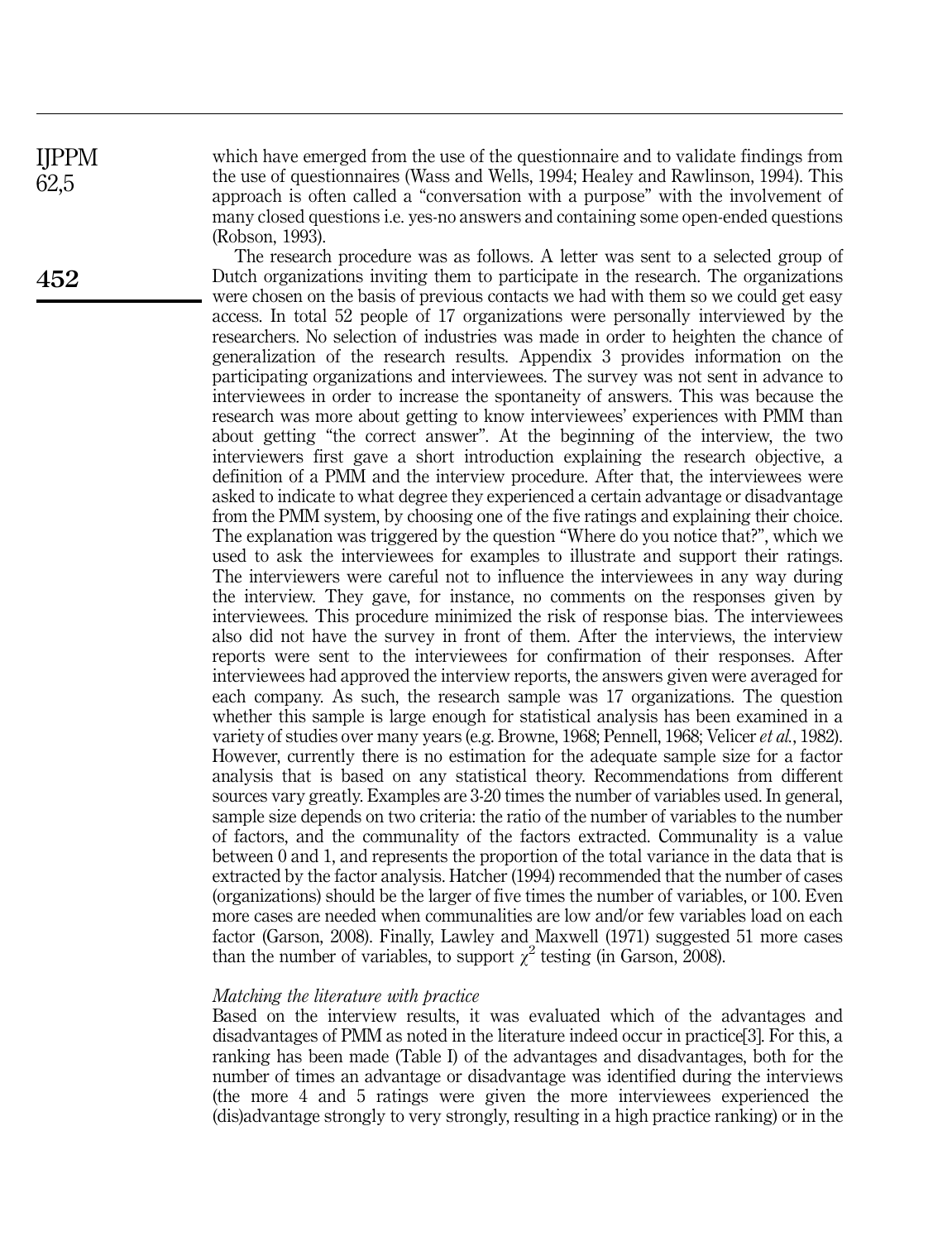which have emerged from the use of the questionnaire and to validate findings from the use of questionnaires (Wass and Wells, 1994; Healey and Rawlinson, 1994). This approach is often called a "conversation with a purpose" with the involvement of many closed questions i.e. yes-no answers and containing some open-ended questions (Robson, 1993).

The research procedure was as follows. A letter was sent to a selected group of Dutch organizations inviting them to participate in the research. The organizations were chosen on the basis of previous contacts we had with them so we could get easy access. In total 52 people of 17 organizations were personally interviewed by the researchers. No selection of industries was made in order to heighten the chance of generalization of the research results. Appendix 3 provides information on the participating organizations and interviewees. The survey was not sent in advance to interviewees in order to increase the spontaneity of answers. This was because the research was more about getting to know interviewees' experiences with PMM than about getting "the correct answer". At the beginning of the interview, the two interviewers first gave a short introduction explaining the research objective, a definition of a PMM and the interview procedure. After that, the interviewees were asked to indicate to what degree they experienced a certain advantage or disadvantage from the PMM system, by choosing one of the five ratings and explaining their choice. The explanation was triggered by the question "Where do you notice that?", which we used to ask the interviewees for examples to illustrate and support their ratings. The interviewers were careful not to influence the interviewees in any way during the interview. They gave, for instance, no comments on the responses given by interviewees. This procedure minimized the risk of response bias. The interviewees also did not have the survey in front of them. After the interviews, the interview reports were sent to the interviewees for confirmation of their responses. After interviewees had approved the interview reports, the answers given were averaged for each company. As such, the research sample was 17 organizations. The question whether this sample is large enough for statistical analysis has been examined in a variety of studies over many years (e.g. Browne, 1968; Pennell, 1968; Velicer *et al.*, 1982). However, currently there is no estimation for the adequate sample size for a factor analysis that is based on any statistical theory. Recommendations from different sources vary greatly. Examples are 3-20 times the number of variables used. In general, sample size depends on two criteria: the ratio of the number of variables to the number of factors, and the communality of the factors extracted. Communality is a value between 0 and 1, and represents the proportion of the total variance in the data that is extracted by the factor analysis. Hatcher (1994) recommended that the number of cases (organizations) should be the larger of five times the number of variables, or 100. Even more cases are needed when communalities are low and/or few variables load on each factor (Garson, 2008). Finally, Lawley and Maxwell (1971) suggested 51 more cases than the number of variables, to support $\chi^2$ testing (in Garson, 2008).

### *Matching the literature with practice*

Based on the interview results, it was evaluated which of the advantages and disadvantages of PMM as noted in the literature indeed occur in practice[3]. For this, a ranking has been made (Table I) of the advantages and disadvantages, both for the number of times an advantage or disadvantage was identified during the interviews (the more 4 and 5 ratings were given the more interviewees experienced the (dis)advantage strongly to very strongly, resulting in a high practice ranking) or in the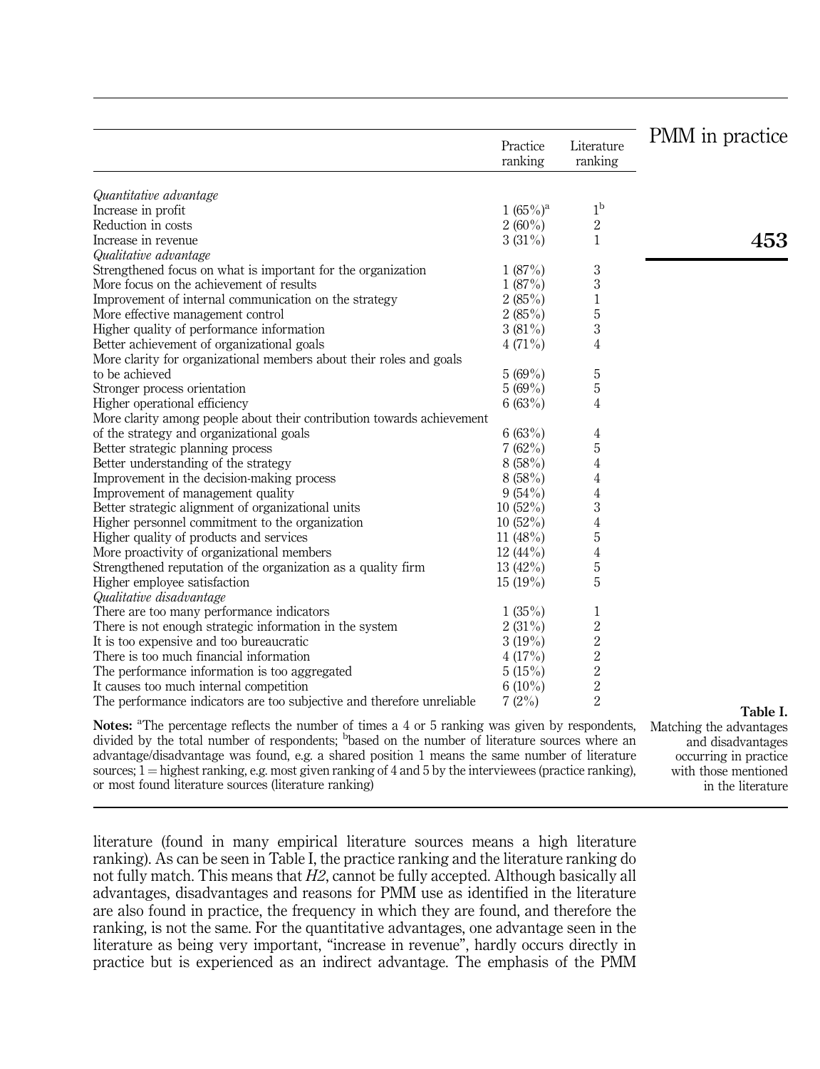| | Practice ranking | Literature ranking |
|---|---|---|
| *Quantitative advantage* | | |
| Increase in profit | 1 (65%)[a] | 1[b] |
| Reduction in costs | 2 (60%) | 2 |
| Increase in revenue | 3 (31%) | 1 |
| *Qualitative advantage* | | |
| Strengthened focus on what is important for the organization | 1 (87%) | 3 |
| More focus on the achievement of results | 1 (87%) | 3 |
| Improvement of internal communication on the strategy | 2 (85%) | 1 |
| More effective management control | 2 (85%) | 5 |
| Higher quality of performance information | 3 (81%) | 3 |
| Better achievement of organizational goals | 4 (71%) | 4 |
| More clarity for organizational members about their roles and goals to be achieved | 5 (69%) | 5 |
| Stronger process orientation | 5 (69%) | 5 |
| Higher operational efficiency | 6 (63%) | 4 |
| More clarity among people about their contribution towards achievement of the strategy and organizational goals | 6 (63%) | 4 |
| Better strategic planning process | 7 (62%) | 5 |
| Better understanding of the strategy | 8 (58%) | 4 |
| Improvement in the decision-making process | 8 (58%) | 4 |
| Improvement of management quality | 9 (54%) | 4 |
| Better strategic alignment of organizational units | 10 (52%) | 3 |
| Higher personnel commitment to the organization | 10 (52%) | 4 |
| Higher quality of products and services | 11 (48%) | 5 |
| More proactivity of organizational members | 12 (44%) | 4 |
| Strengthened reputation of the organization as a quality firm | 13 (42%) | 5 |
| Higher employee satisfaction | 15 (19%) | 5 |
| *Qualitative disadvantage* | | |
| There are too many performance indicators | 1 (35%) | 1 |
| There is not enough strategic information in the system | 2 (31%) | 2 |
| It is too expensive and too bureaucratic | 3 (19%) | 2 |
| There is too much financial information | 4 (17%) | 2 |
| The performance information is too aggregated | 5 (15%) | 2 |
| It causes too much internal competition | 6 (10%) | 2 |
| The performance indicators are too subjective and therefore unreliable | 7 (2%) | 2 |

**Notes:** [a]The percentage reflects the number of times a 4 or 5 ranking was given by respondents, divided by the total number of respondents; [b]based on the number of literature sources where an advantage/disadvantage was found, e.g. a shared position 1 means the same number of literature sources; 1 = highest ranking, e.g. most given ranking of 4 and 5 by the interviewees (practice ranking), or most found literature sources (literature ranking)

**Table I.** Matching the advantages and disadvantages occurring in practice with those mentioned in the literature

literature (found in many empirical literature sources means a high literature ranking). As can be seen in Table I, the practice ranking and the literature ranking do not fully match. This means that *H2*, cannot be fully accepted. Although basically all advantages, disadvantages and reasons for PMM use as identified in the literature are also found in practice, the frequency in which they are found, and therefore the ranking, is not the same. For the quantitative advantages, one advantage seen in the literature as being very important, "increase in revenue", hardly occurs directly in practice but is experienced as an indirect advantage. The emphasis of the PMM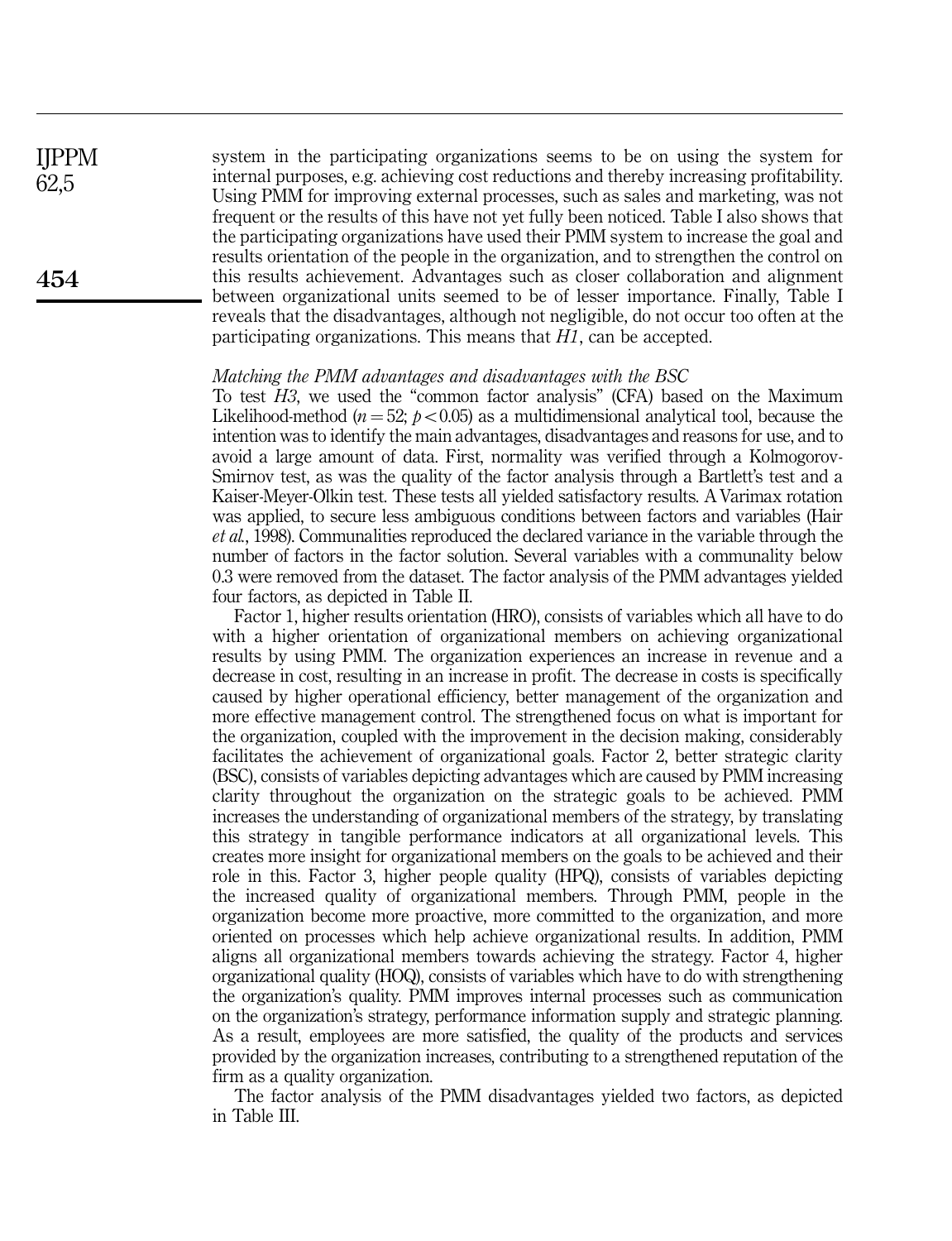system in the participating organizations seems to be on using the system for internal purposes, e.g. achieving cost reductions and thereby increasing profitability. Using PMM for improving external processes, such as sales and marketing, was not frequent or the results of this have not yet fully been noticed. Table I also shows that the participating organizations have used their PMM system to increase the goal and results orientation of the people in the organization, and to strengthen the control on this results achievement. Advantages such as closer collaboration and alignment between organizational units seemed to be of lesser importance. Finally, Table I reveals that the disadvantages, although not negligible, do not occur too often at the participating organizations. This means that *H1*, can be accepted.

*Matching the PMM advantages and disadvantages with the BSC*

To test *H3*, we used the "common factor analysis" (CFA) based on the Maximum Likelihood-method ($n = 52$; $p < 0.05$) as a multidimensional analytical tool, because the intention was to identify the main advantages, disadvantages and reasons for use, and to avoid a large amount of data. First, normality was verified through a Kolmogorov-Smirnov test, as was the quality of the factor analysis through a Bartlett's test and a Kaiser-Meyer-Olkin test. These tests all yielded satisfactory results. A Varimax rotation was applied, to secure less ambiguous conditions between factors and variables (Hair *et al.*, 1998). Communalities reproduced the declared variance in the variable through the number of factors in the factor solution. Several variables with a communality below 0.3 were removed from the dataset. The factor analysis of the PMM advantages yielded four factors, as depicted in Table II.

Factor 1, higher results orientation (HRO), consists of variables which all have to do with a higher orientation of organizational members on achieving organizational results by using PMM. The organization experiences an increase in revenue and a decrease in cost, resulting in an increase in profit. The decrease in costs is specifically caused by higher operational efficiency, better management of the organization and more effective management control. The strengthened focus on what is important for the organization, coupled with the improvement in the decision making, considerably facilitates the achievement of organizational goals. Factor 2, better strategic clarity (BSC), consists of variables depicting advantages which are caused by PMM increasing clarity throughout the organization on the strategic goals to be achieved. PMM increases the understanding of organizational members of the strategy, by translating this strategy in tangible performance indicators at all organizational levels. This creates more insight for organizational members on the goals to be achieved and their role in this. Factor 3, higher people quality (HPQ), consists of variables depicting the increased quality of organizational members. Through PMM, people in the organization become more proactive, more committed to the organization, and more oriented on processes which help achieve organizational results. In addition, PMM aligns all organizational members towards achieving the strategy. Factor 4, higher organizational quality (HOQ), consists of variables which have to do with strengthening the organization's quality. PMM improves internal processes such as communication on the organization's strategy, performance information supply and strategic planning. As a result, employees are more satisfied, the quality of the products and services provided by the organization increases, contributing to a strengthened reputation of the firm as a quality organization.

The factor analysis of the PMM disadvantages yielded two factors, as depicted in Table III.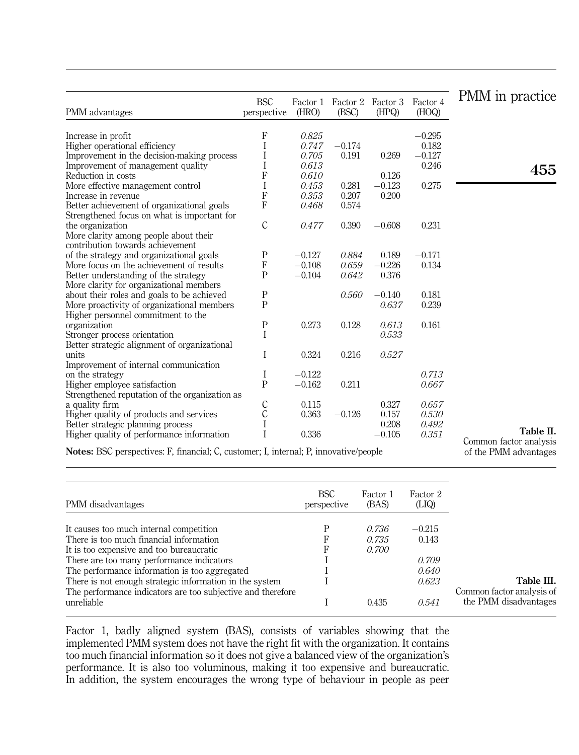**Table II.** Common factor analysis of the PMM advantages

| PMM advantages | BSC perspective | Factor 1 (HRO) | Factor 2 (BSC) | Factor 3 (HPQ) | Factor 4 (HOQ) |
|---|---|---|---|---|---|
| Increase in profit | F | *0.825* | | | −0.295 |
| Higher operational efficiency | I | *0.747* | −0.174 | | 0.182 |
| Improvement in the decision-making process | I | *0.705* | 0.191 | 0.269 | −0.127 |
| Improvement of management quality | I | *0.613* | | | 0.246 |
| Reduction in costs | F | *0.610* | | 0.126 | |
| More effective management control | I | *0.453* | 0.281 | −0.123 | 0.275 |
| Increase in revenue | F | *0.353* | 0.207 | 0.200 | |
| Better achievement of organizational goals | F | *0.468* | 0.574 | | |
| Strengthened focus on what is important for the organization | C | *0.477* | 0.390 | −0.608 | 0.231 |
| More clarity among people about their contribution towards achievement of the strategy and organizational goals | P | −0.127 | *0.884* | 0.189 | −0.171 |
| More focus on the achievement of results | F | −0.108 | *0.659* | −0.226 | 0.134 |
| Better understanding of the strategy | P | −0.104 | *0.642* | 0.376 | |
| More clarity for organizational members about their roles and goals to be achieved | P | | *0.560* | −0.140 | 0.181 |
| More proactivity of organizational members | P | | | *0.637* | 0.239 |
| Higher personnel commitment to the organization | P | 0.273 | 0.128 | *0.613* | 0.161 |
| Stronger process orientation | I | | | *0.533* | |
| Better strategic alignment of organizational units | I | 0.324 | 0.216 | *0.527* | |
| Improvement of internal communication on the strategy | I | −0.122 | | | *0.713* |
| Higher employee satisfaction | P | −0.162 | 0.211 | | *0.667* |
| Strengthened reputation of the organization as a quality firm | C | 0.115 | | 0.327 | *0.657* |
| Higher quality of products and services | C | 0.363 | −0.126 | 0.157 | *0.530* |
| Better strategic planning process | I | | | 0.208 | *0.492* |
| Higher quality of performance information | I | 0.336 | | −0.105 | *0.351* |

**Notes:** BSC perspectives: F, financial; C, customer; I, internal; P, innovative/people

**Table III.** Common factor analysis of the PMM disadvantages

| PMM disadvantages | BSC perspective | Factor 1 (BAS) | Factor 2 (LIQ) |
|---|---|---|---|
| It causes too much internal competition | P | *0.736* | −0.215 |
| There is too much financial information | F | *0.735* | 0.143 |
| It is too expensive and too bureaucratic | F | *0.700* | |
| There are too many performance indicators | I | | *0.709* |
| The performance information is too aggregated | I | | *0.640* |
| There is not enough strategic information in the system | I | | *0.623* |
| The performance indicators are too subjective and therefore unreliable | I | 0.435 | *0.541* |

Factor 1, badly aligned system (BAS), consists of variables showing that the implemented PMM system does not have the right fit with the organization. It contains too much financial information so it does not give a balanced view of the organization's performance. It is also too voluminous, making it too expensive and bureaucratic. In addition, the system encourages the wrong type of behaviour in people as peer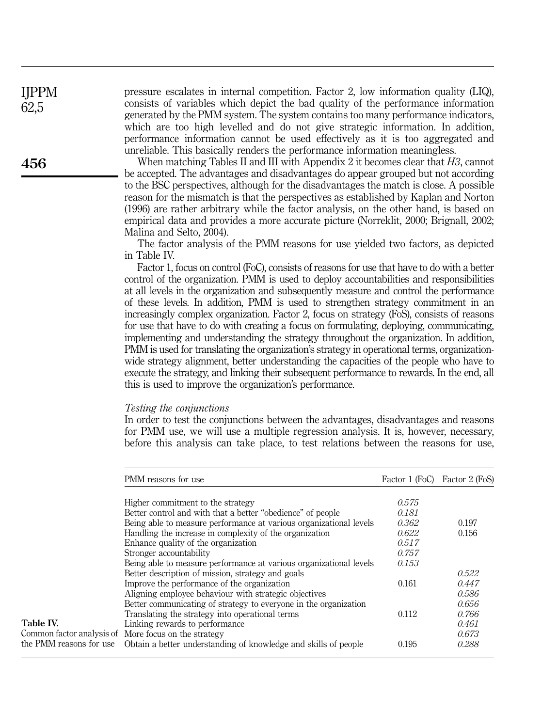pressure escalates in internal competition. Factor 2, low information quality (LIQ), consists of variables which depict the bad quality of the performance information generated by the PMM system. The system contains too many performance indicators, which are too high levelled and do not give strategic information. In addition, performance information cannot be used effectively as it is too aggregated and unreliable. This basically renders the performance information meaningless.

When matching Tables II and III with Appendix 2 it becomes clear that *H3*, cannot be accepted. The advantages and disadvantages do appear grouped but not according to the BSC perspectives, although for the disadvantages the match is close. A possible reason for the mismatch is that the perspectives as established by Kaplan and Norton (1996) are rather arbitrary while the factor analysis, on the other hand, is based on empirical data and provides a more accurate picture (Norreklit, 2000; Brignall, 2002; Malina and Selto, 2004).

The factor analysis of the PMM reasons for use yielded two factors, as depicted in Table IV.

Factor 1, focus on control (FoC), consists of reasons for use that have to do with a better control of the organization. PMM is used to deploy accountabilities and responsibilities at all levels in the organization and subsequently measure and control the performance of these levels. In addition, PMM is used to strengthen strategy commitment in an increasingly complex organization. Factor 2, focus on strategy (FoS), consists of reasons for use that have to do with creating a focus on formulating, deploying, communicating, implementing and understanding the strategy throughout the organization. In addition, PMM is used for translating the organization's strategy in operational terms, organization-wide strategy alignment, better understanding the capacities of the people who have to execute the strategy, and linking their subsequent performance to rewards. In the end, all this is used to improve the organization's performance.

### *Testing the conjunctions*

In order to test the conjunctions between the advantages, disadvantages and reasons for PMM use, we will use a multiple regression analysis. It is, however, necessary, before this analysis can take place, to test relations between the reasons for use,

| PMM reasons for use | Factor 1 (FoC) | Factor 2 (FoS) |
|---|---|---|
| Higher commitment to the strategy | *0.575* | |
| Better control and with that a better "obedience" of people | *0.181* | |
| Being able to measure performance at various organizational levels | *0.362* | 0.197 |
| Handling the increase in complexity of the organization | *0.622* | 0.156 |
| Enhance quality of the organization | *0.517* | |
| Stronger accountability | *0.757* | |
| Being able to measure performance at various organizational levels | *0.153* | |
| Better description of mission, strategy and goals | | *0.522* |
| Improve the performance of the organization | 0.161 | *0.447* |
| Aligning employee behaviour with strategic objectives | | *0.586* |
| Better communicating of strategy to everyone in the organization | | *0.656* |
| Translating the strategy into operational terms | 0.112 | *0.766* |
| Linking rewards to performance | | *0.461* |
| More focus on the strategy | | *0.673* |
| Obtain a better understanding of knowledge and skills of people | 0.195 | *0.288* |

**Table IV.** Common factor analysis of the PMM reasons for use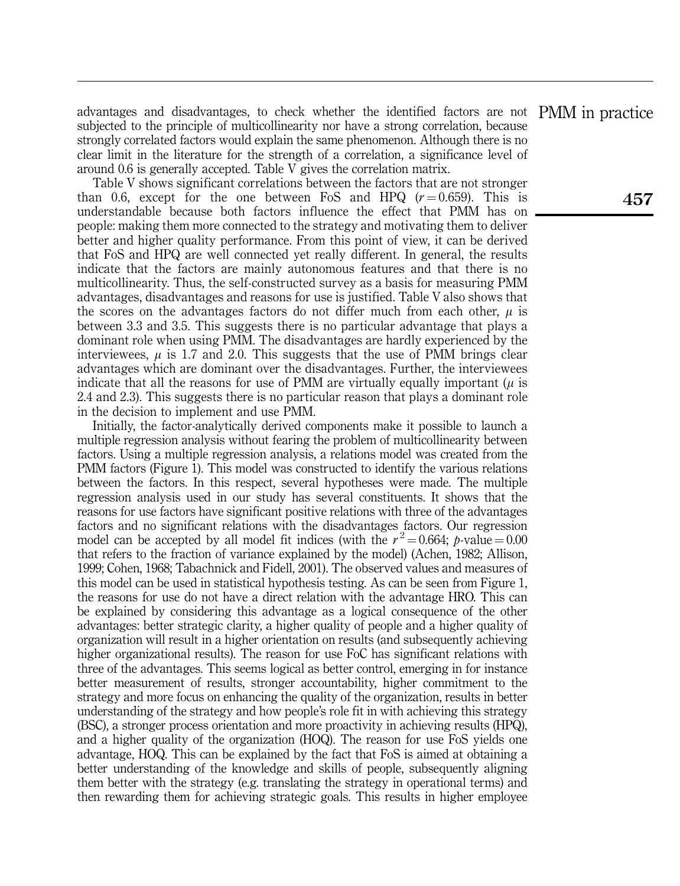advantages and disadvantages, to check whether the identified factors are not subjected to the principle of multicollinearity nor have a strong correlation, because strongly correlated factors would explain the same phenomenon. Although there is no clear limit in the literature for the strength of a correlation, a significance level of around 0.6 is generally accepted. Table V gives the correlation matrix.

Table V shows significant correlations between the factors that are not stronger than 0.6, except for the one between FoS and HPQ ($r = 0.659$). This is understandable because both factors influence the effect that PMM has on people: making them more connected to the strategy and motivating them to deliver better and higher quality performance. From this point of view, it can be derived that FoS and HPQ are well connected yet really different. In general, the results indicate that the factors are mainly autonomous features and that there is no multicollinearity. Thus, the self-constructed survey as a basis for measuring PMM advantages, disadvantages and reasons for use is justified. Table V also shows that the scores on the advantages factors do not differ much from each other, $\mu$ is between 3.3 and 3.5. This suggests there is no particular advantage that plays a dominant role when using PMM. The disadvantages are hardly experienced by the interviewees, $\mu$ is 1.7 and 2.0. This suggests that the use of PMM brings clear advantages which are dominant over the disadvantages. Further, the interviewees indicate that all the reasons for use of PMM are virtually equally important ($\mu$ is 2.4 and 2.3). This suggests there is no particular reason that plays a dominant role in the decision to implement and use PMM.

Initially, the factor-analytically derived components make it possible to launch a multiple regression analysis without fearing the problem of multicollinearity between factors. Using a multiple regression analysis, a relations model was created from the PMM factors (Figure 1). This model was constructed to identify the various relations between the factors. In this respect, several hypotheses were made. The multiple regression analysis used in our study has several constituents. It shows that the reasons for use factors have significant positive relations with three of the advantages factors and no significant relations with the disadvantages factors. Our regression model can be accepted by all model fit indices (with the $r^2 = 0.664$; $p$-value $= 0.00$ that refers to the fraction of variance explained by the model) (Achen, 1982; Allison, 1999; Cohen, 1968; Tabachnick and Fidell, 2001). The observed values and measures of this model can be used in statistical hypothesis testing. As can be seen from Figure 1, the reasons for use do not have a direct relation with the advantage HRO. This can be explained by considering this advantage as a logical consequence of the other advantages: better strategic clarity, a higher quality of people and a higher quality of organization will result in a higher orientation on results (and subsequently achieving higher organizational results). The reason for use FoC has significant relations with three of the advantages. This seems logical as better control, emerging in for instance better measurement of results, stronger accountability, higher commitment to the strategy and more focus on enhancing the quality of the organization, results in better understanding of the strategy and how people's role fit in with achieving this strategy (BSC), a stronger process orientation and more proactivity in achieving results (HPQ), and a higher quality of the organization (HOQ). The reason for use FoS yields one advantage, HOQ. This can be explained by the fact that FoS is aimed at obtaining a better understanding of the knowledge and skills of people, subsequently aligning them better with the strategy (e.g. translating the strategy in operational terms) and then rewarding them for achieving strategic goals. This results in higher employee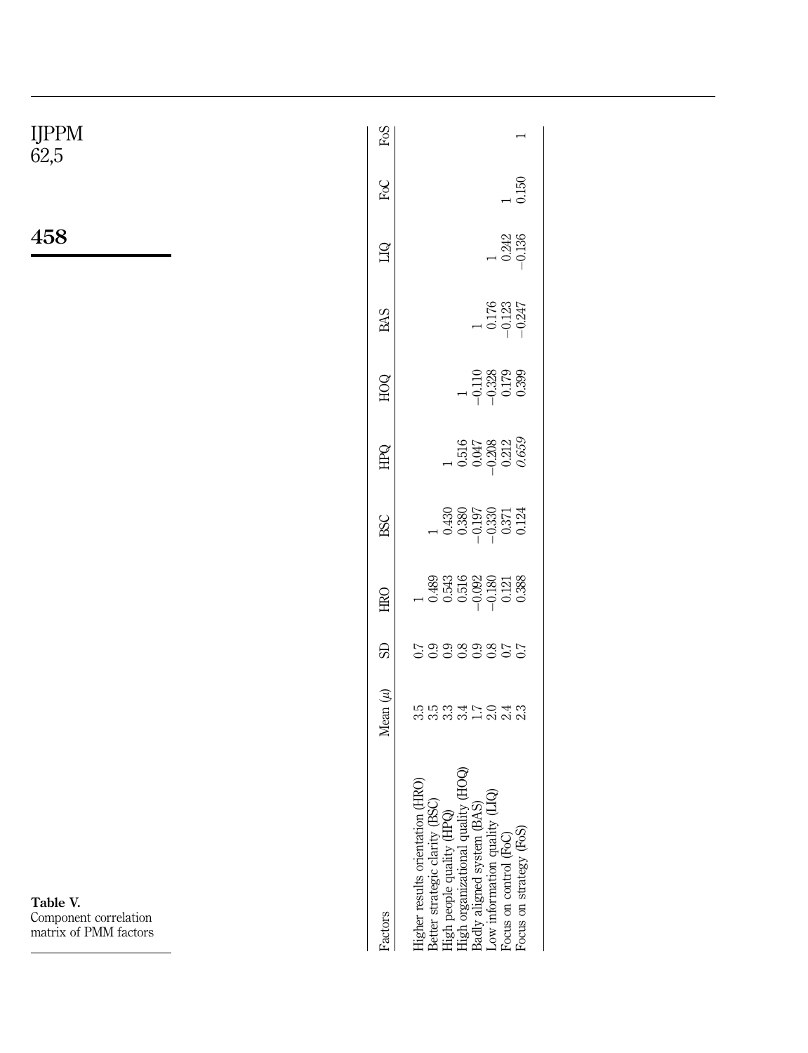**Table V.** Component correlation matrix of PMM factors

| Factors | Mean ($\mu$) | SD | HRO | BSC | HPQ | HOQ | BAS | LIQ | FoC | FoS |
|---|---|---|---|---|---|---|---|---|---|---|
| Higher results orientation (HRO) | 3.5 | 0.7 | 1 | | | | | | | |
| Better strategic clarity (BSC) | 3.5 | 0.9 | 0.489 | 1 | | | | | | |
| High people quality (HPQ) | 3.3 | 0.9 | 0.543 | 0.430 | 1 | | | | | |
| High organizational quality (HOQ) | 3.4 | 0.8 | 0.516 | 0.380 | 0.516 | 1 | | | | |
| Badly aligned system (BAS) | 1.7 | 0.9 | −0.092 | −0.197 | 0.047 | −0.110 | 1 | | | |
| Low information quality (LIQ) | 2.0 | 0.8 | −0.180 | −0.330 | −0.208 | −0.328 | 0.176 | 1 | | |
| Focus on control (FoC) | 2.4 | 0.7 | 0.121 | 0.371 | 0.212 | 0.179 | −0.123 | 0.242 | 1 | |
| Focus on strategy (FoS) | 2.3 | 0.7 | 0.388 | 0.124 | *0.659* | 0.399 | −0.247 | −0.136 | 0.150 | 1 |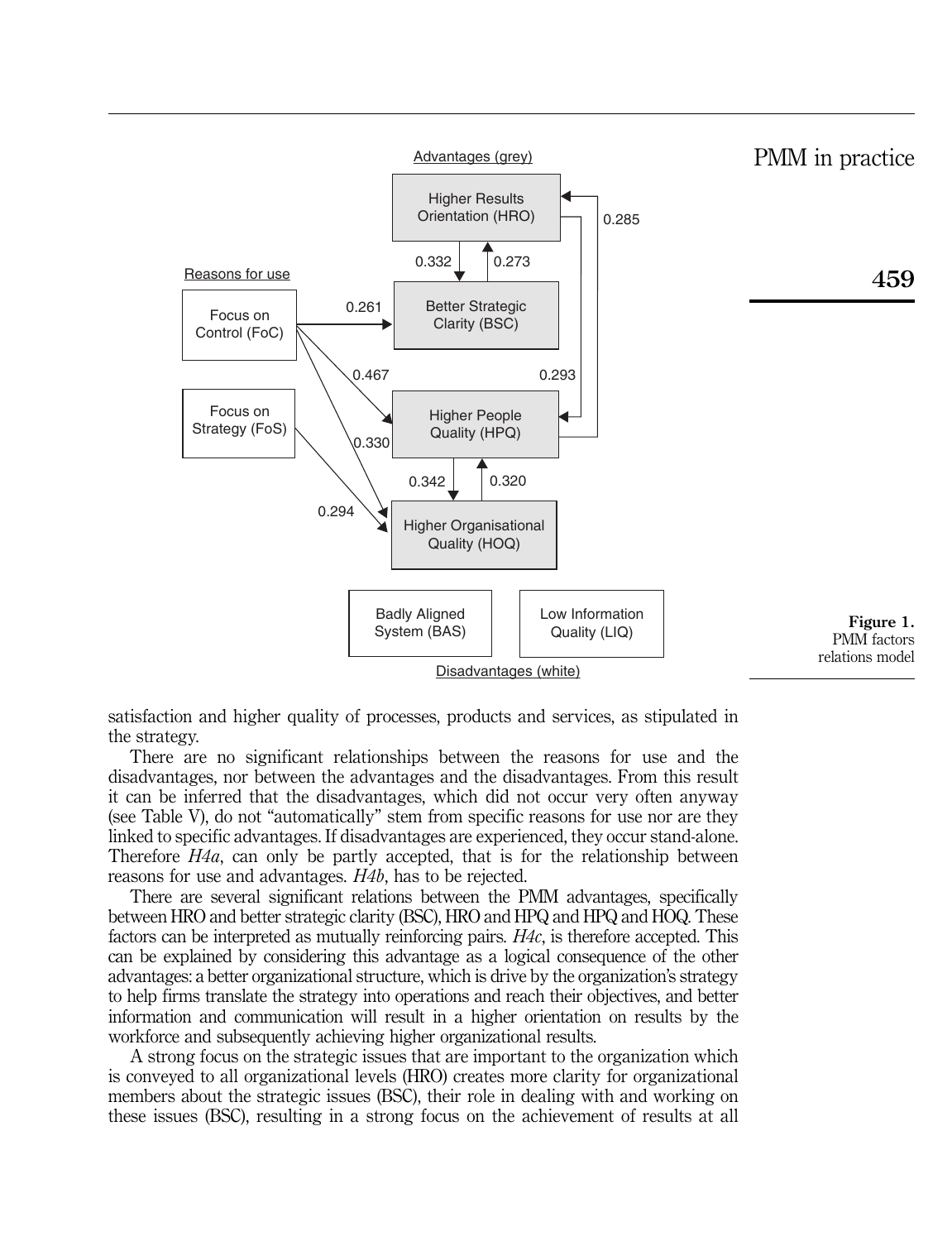Figure 1.
PMM factors relations model

satisfaction and higher quality of processes, products and services, as stipulated in the strategy.

There are no significant relationships between the reasons for use and the disadvantages, nor between the advantages and the disadvantages. From this result it can be inferred that the disadvantages, which did not occur very often anyway (see Table V), do not "automatically" stem from specific reasons for use nor are they linked to specific advantages. If disadvantages are experienced, they occur stand-alone. Therefore *H4a*, can only be partly accepted, that is for the relationship between reasons for use and advantages. *H4b*, has to be rejected.

There are several significant relations between the PMM advantages, specifically between HRO and better strategic clarity (BSC), HRO and HPQ and HPQ and HOQ. These factors can be interpreted as mutually reinforcing pairs. *H4c*, is therefore accepted. This can be explained by considering this advantage as a logical consequence of the other advantages: a better organizational structure, which is drive by the organization's strategy to help firms translate the strategy into operations and reach their objectives, and better information and communication will result in a higher orientation on results by the workforce and subsequently achieving higher organizational results.

A strong focus on the strategic issues that are important to the organization which is conveyed to all organizational levels (HRO) creates more clarity for organizational members about the strategic issues (BSC), their role in dealing with and working on these issues (BSC), resulting in a strong focus on the achievement of results at all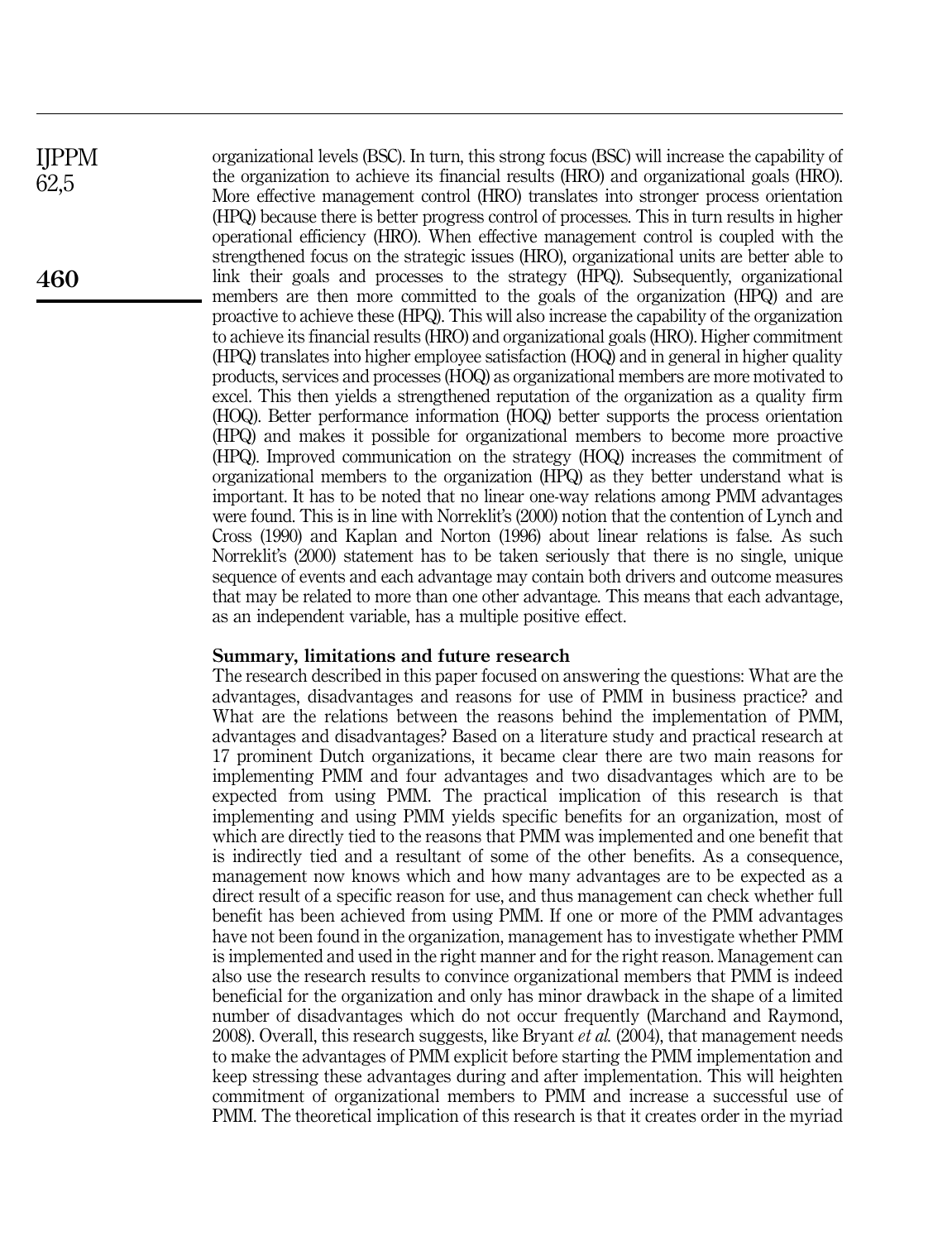organizational levels (BSC). In turn, this strong focus (BSC) will increase the capability of the organization to achieve its financial results (HRO) and organizational goals (HRO). More effective management control (HRO) translates into stronger process orientation (HPQ) because there is better progress control of processes. This in turn results in higher operational efficiency (HRO). When effective management control is coupled with the strengthened focus on the strategic issues (HRO), organizational units are better able to link their goals and processes to the strategy (HPQ). Subsequently, organizational members are then more committed to the goals of the organization (HPQ) and are proactive to achieve these (HPQ). This will also increase the capability of the organization to achieve its financial results (HRO) and organizational goals (HRO). Higher commitment (HPQ) translates into higher employee satisfaction (HOQ) and in general in higher quality products, services and processes (HOQ) as organizational members are more motivated to excel. This then yields a strengthened reputation of the organization as a quality firm (HOQ). Better performance information (HOQ) better supports the process orientation (HPQ) and makes it possible for organizational members to become more proactive (HPQ). Improved communication on the strategy (HOQ) increases the commitment of organizational members to the organization (HPQ) as they better understand what is important. It has to be noted that no linear one-way relations among PMM advantages were found. This is in line with Norreklit's (2000) notion that the contention of Lynch and Cross (1990) and Kaplan and Norton (1996) about linear relations is false. As such Norreklit's (2000) statement has to be taken seriously that there is no single, unique sequence of events and each advantage may contain both drivers and outcome measures that may be related to more than one other advantage. This means that each advantage, as an independent variable, has a multiple positive effect.

## Summary, limitations and future research

The research described in this paper focused on answering the questions: What are the advantages, disadvantages and reasons for use of PMM in business practice? and What are the relations between the reasons behind the implementation of PMM, advantages and disadvantages? Based on a literature study and practical research at 17 prominent Dutch organizations, it became clear there are two main reasons for implementing PMM and four advantages and two disadvantages which are to be expected from using PMM. The practical implication of this research is that implementing and using PMM yields specific benefits for an organization, most of which are directly tied to the reasons that PMM was implemented and one benefit that is indirectly tied and a resultant of some of the other benefits. As a consequence, management now knows which and how many advantages are to be expected as a direct result of a specific reason for use, and thus management can check whether full benefit has been achieved from using PMM. If one or more of the PMM advantages have not been found in the organization, management has to investigate whether PMM is implemented and used in the right manner and for the right reason. Management can also use the research results to convince organizational members that PMM is indeed beneficial for the organization and only has minor drawback in the shape of a limited number of disadvantages which do not occur frequently (Marchand and Raymond, 2008). Overall, this research suggests, like Bryant *et al.* (2004), that management needs to make the advantages of PMM explicit before starting the PMM implementation and keep stressing these advantages during and after implementation. This will heighten commitment of organizational members to PMM and increase a successful use of PMM. The theoretical implication of this research is that it creates order in the myriad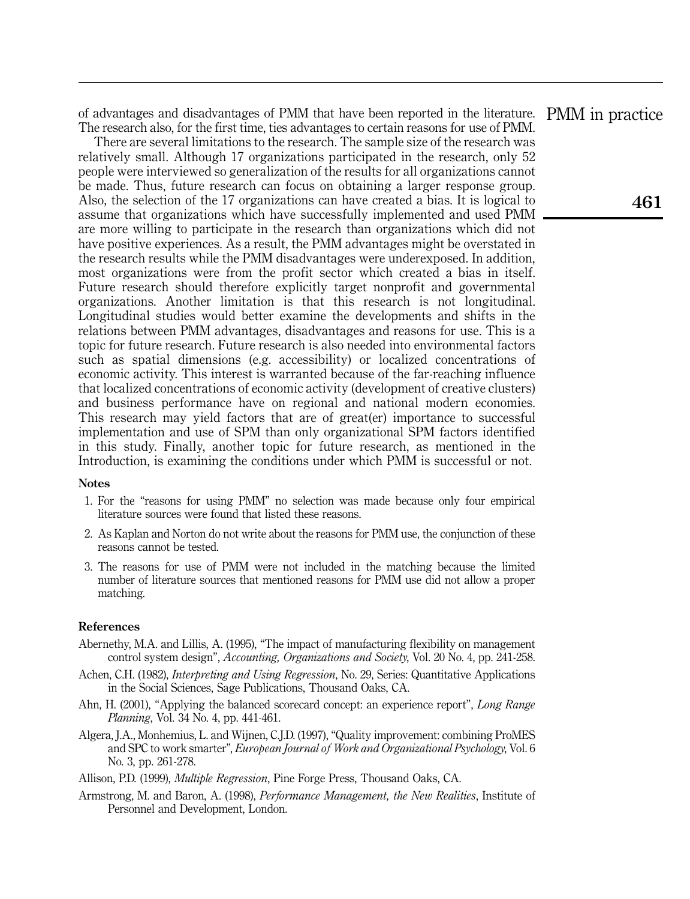of advantages and disadvantages of PMM that have been reported in the literature. The research also, for the first time, ties advantages to certain reasons for use of PMM.

There are several limitations to the research. The sample size of the research was relatively small. Although 17 organizations participated in the research, only 52 people were interviewed so generalization of the results for all organizations cannot be made. Thus, future research can focus on obtaining a larger response group. Also, the selection of the 17 organizations can have created a bias. It is logical to assume that organizations which have successfully implemented and used PMM are more willing to participate in the research than organizations which did not have positive experiences. As a result, the PMM advantages might be overstated in the research results while the PMM disadvantages were underexposed. In addition, most organizations were from the profit sector which created a bias in itself. Future research should therefore explicitly target nonprofit and governmental organizations. Another limitation is that this research is not longitudinal. Longitudinal studies would better examine the developments and shifts in the relations between PMM advantages, disadvantages and reasons for use. This is a topic for future research. Future research is also needed into environmental factors such as spatial dimensions (e.g. accessibility) or localized concentrations of economic activity. This interest is warranted because of the far-reaching influence that localized concentrations of economic activity (development of creative clusters) and business performance have on regional and national modern economies. This research may yield factors that are of great(er) importance to successful implementation and use of SPM than only organizational SPM factors identified in this study. Finally, another topic for future research, as mentioned in the Introduction, is examining the conditions under which PMM is successful or not.

#### Notes

1. For the "reasons for using PMM" no selection was made because only four empirical literature sources were found that listed these reasons.
2. As Kaplan and Norton do not write about the reasons for PMM use, the conjunction of these reasons cannot be tested.
3. The reasons for use of PMM were not included in the matching because the limited number of literature sources that mentioned reasons for PMM use did not allow a proper matching.

#### References

Abernethy, M.A. and Lillis, A. (1995), "The impact of manufacturing flexibility on management control system design", *Accounting, Organizations and Society*, Vol. 20 No. 4, pp. 241-258.

Achen, C.H. (1982), *Interpreting and Using Regression*, No. 29, Series: Quantitative Applications in the Social Sciences, Sage Publications, Thousand Oaks, CA.

Ahn, H. (2001), "Applying the balanced scorecard concept: an experience report", *Long Range Planning*, Vol. 34 No. 4, pp. 441-461.

Algera, J.A., Monhemius, L. and Wijnen, C.J.D. (1997), "Quality improvement: combining ProMES and SPC to work smarter", *European Journal of Work and Organizational Psychology*, Vol. 6 No. 3, pp. 261-278.

Allison, P.D. (1999), *Multiple Regression*, Pine Forge Press, Thousand Oaks, CA.

Armstrong, M. and Baron, A. (1998), *Performance Management, the New Realities*, Institute of Personnel and Development, London.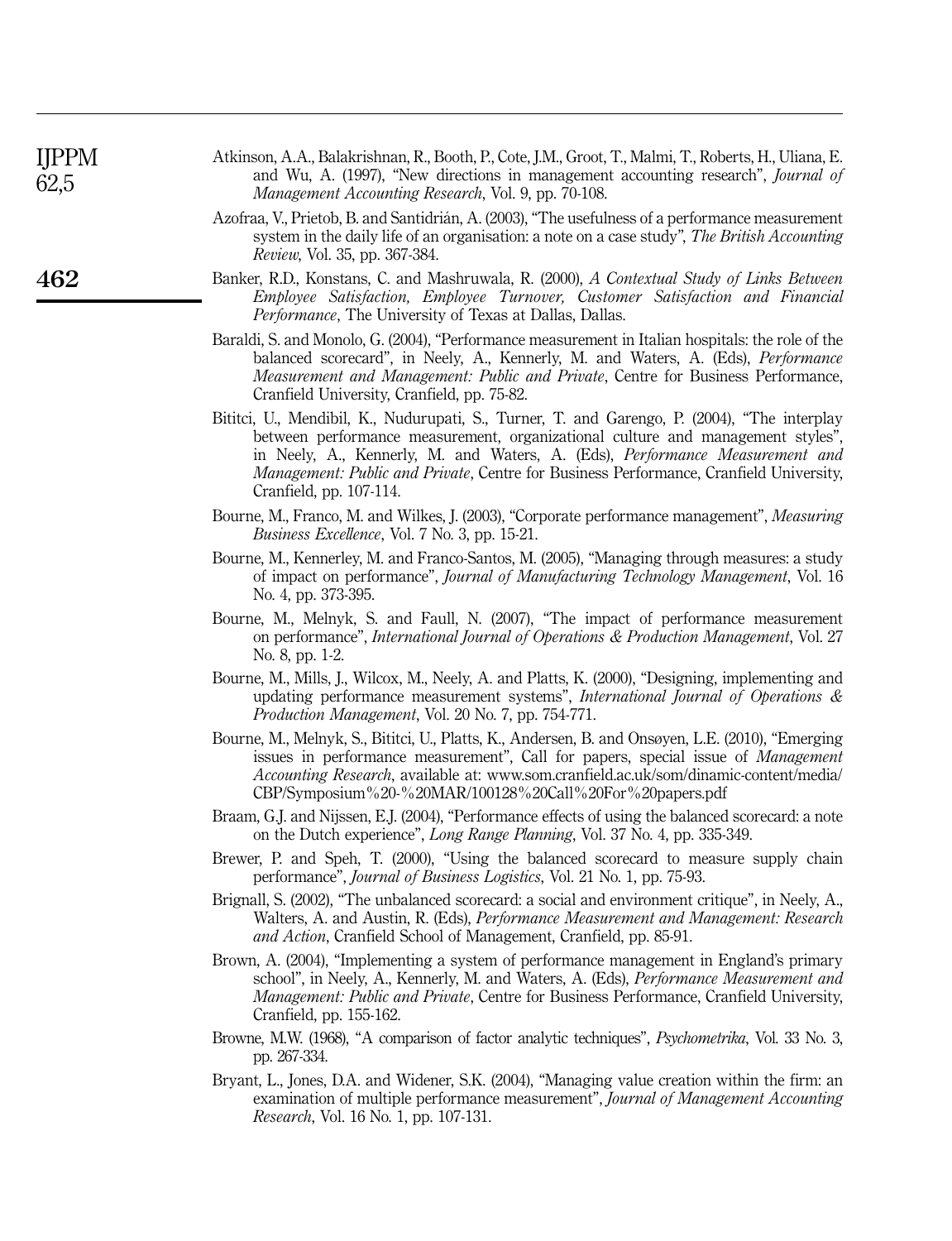Atkinson, A.A., Balakrishnan, R., Booth, P., Cote, J.M., Groot, T., Malmi, T., Roberts, H., Uliana, E. and Wu, A. (1997), "New directions in management accounting research", *Journal of Management Accounting Research*, Vol. 9, pp. 70-108.

Azofraa, V., Prietob, B. and Santidrián, A. (2003), "The usefulness of a performance measurement system in the daily life of an organisation: a note on a case study", *The British Accounting Review*, Vol. 35, pp. 367-384.

Banker, R.D., Konstans, C. and Mashruwala, R. (2000), *A Contextual Study of Links Between Employee Satisfaction, Employee Turnover, Customer Satisfaction and Financial Performance*, The University of Texas at Dallas, Dallas.

Baraldi, S. and Monolo, G. (2004), "Performance measurement in Italian hospitals: the role of the balanced scorecard", in Neely, A., Kennerly, M. and Waters, A. (Eds), *Performance Measurement and Management: Public and Private*, Centre for Business Performance, Cranfield University, Cranfield, pp. 75-82.

Bititci, U., Mendibil, K., Nudurupati, S., Turner, T. and Garengo, P. (2004), "The interplay between performance measurement, organizational culture and management styles", in Neely, A., Kennerly, M. and Waters, A. (Eds), *Performance Measurement and Management: Public and Private*, Centre for Business Performance, Cranfield University, Cranfield, pp. 107-114.

Bourne, M., Franco, M. and Wilkes, J. (2003), "Corporate performance management", *Measuring Business Excellence*, Vol. 7 No. 3, pp. 15-21.

Bourne, M., Kennerley, M. and Franco-Santos, M. (2005), "Managing through measures: a study of impact on performance", *Journal of Manufacturing Technology Management*, Vol. 16 No. 4, pp. 373-395.

Bourne, M., Melnyk, S. and Faull, N. (2007), "The impact of performance measurement on performance", *International Journal of Operations & Production Management*, Vol. 27 No. 8, pp. 1-2.

Bourne, M., Mills, J., Wilcox, M., Neely, A. and Platts, K. (2000), "Designing, implementing and updating performance measurement systems", *International Journal of Operations & Production Management*, Vol. 20 No. 7, pp. 754-771.

Bourne, M., Melnyk, S., Bititci, U., Platts, K., Andersen, B. and Onsøyen, L.E. (2010), "Emerging issues in performance measurement", Call for papers, special issue of *Management Accounting Research*, available at: www.som.cranfield.ac.uk/som/dinamic-content/media/CBP/Symposium%20-%20MAR/100128%20Call%20For%20papers.pdf

Braam, G.J. and Nijssen, E.J. (2004), "Performance effects of using the balanced scorecard: a note on the Dutch experience", *Long Range Planning*, Vol. 37 No. 4, pp. 335-349.

Brewer, P. and Speh, T. (2000), "Using the balanced scorecard to measure supply chain performance", *Journal of Business Logistics*, Vol. 21 No. 1, pp. 75-93.

Brignall, S. (2002), "The unbalanced scorecard: a social and environment critique", in Neely, A., Walters, A. and Austin, R. (Eds), *Performance Measurement and Management: Research and Action*, Cranfield School of Management, Cranfield, pp. 85-91.

Brown, A. (2004), "Implementing a system of performance management in England's primary school", in Neely, A., Kennerly, M. and Waters, A. (Eds), *Performance Measurement and Management: Public and Private*, Centre for Business Performance, Cranfield University, Cranfield, pp. 155-162.

Browne, M.W. (1968), "A comparison of factor analytic techniques", *Psychometrika*, Vol. 33 No. 3, pp. 267-334.

Bryant, L., Jones, D.A. and Widener, S.K. (2004), "Managing value creation within the firm: an examination of multiple performance measurement", *Journal of Management Accounting Research*, Vol. 16 No. 1, pp. 107-131.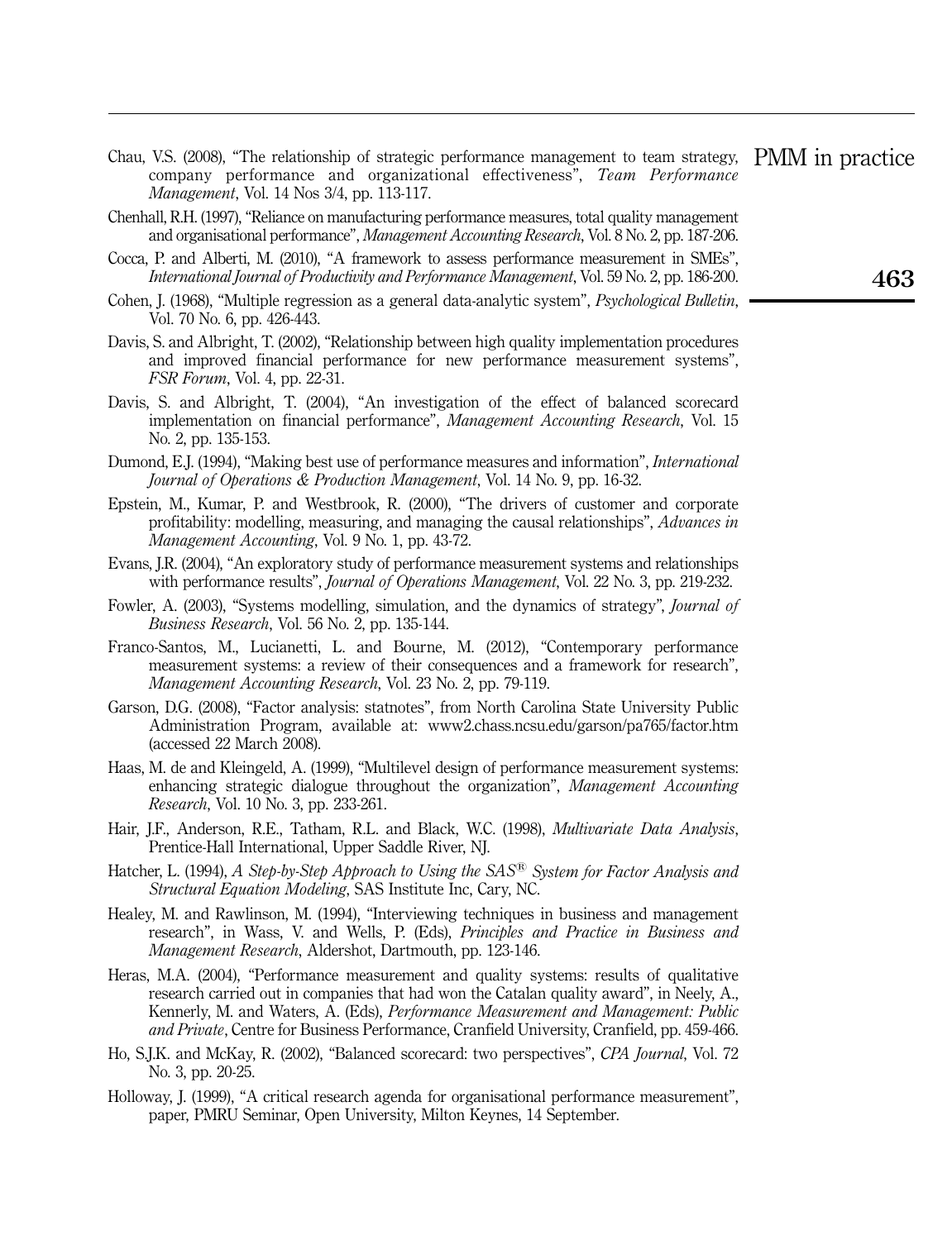Chau, V.S. (2008), "The relationship of strategic performance management to team strategy, company performance and organizational effectiveness", *Team Performance Management*, Vol. 14 Nos 3/4, pp. 113-117.

Chenhall, R.H. (1997), "Reliance on manufacturing performance measures, total quality management and organisational performance", *Management Accounting Research*, Vol. 8 No. 2, pp. 187-206.

Cocca, P. and Alberti, M. (2010), "A framework to assess performance measurement in SMEs", *International Journal of Productivity and Performance Management*, Vol. 59 No. 2, pp. 186-200.

Cohen, J. (1968), "Multiple regression as a general data-analytic system", *Psychological Bulletin*, Vol. 70 No. 6, pp. 426-443.

Davis, S. and Albright, T. (2002), "Relationship between high quality implementation procedures and improved financial performance for new performance measurement systems", *FSR Forum*, Vol. 4, pp. 22-31.

Davis, S. and Albright, T. (2004), "An investigation of the effect of balanced scorecard implementation on financial performance", *Management Accounting Research*, Vol. 15 No. 2, pp. 135-153.

Dumond, E.J. (1994), "Making best use of performance measures and information", *International Journal of Operations & Production Management*, Vol. 14 No. 9, pp. 16-32.

Epstein, M., Kumar, P. and Westbrook, R. (2000), "The drivers of customer and corporate profitability: modelling, measuring, and managing the causal relationships", *Advances in Management Accounting*, Vol. 9 No. 1, pp. 43-72.

Evans, J.R. (2004), "An exploratory study of performance measurement systems and relationships with performance results", *Journal of Operations Management*, Vol. 22 No. 3, pp. 219-232.

Fowler, A. (2003), "Systems modelling, simulation, and the dynamics of strategy", *Journal of Business Research*, Vol. 56 No. 2, pp. 135-144.

Franco-Santos, M., Lucianetti, L. and Bourne, M. (2012), "Contemporary performance measurement systems: a review of their consequences and a framework for research", *Management Accounting Research*, Vol. 23 No. 2, pp. 79-119.

Garson, D.G. (2008), "Factor analysis: statnotes", from North Carolina State University Public Administration Program, available at: www2.chass.ncsu.edu/garson/pa765/factor.htm (accessed 22 March 2008).

Haas, M. de and Kleingeld, A. (1999), "Multilevel design of performance measurement systems: enhancing strategic dialogue throughout the organization", *Management Accounting Research*, Vol. 10 No. 3, pp. 233-261.

Hair, J.F., Anderson, R.E., Tatham, R.L. and Black, W.C. (1998), *Multivariate Data Analysis*, Prentice-Hall International, Upper Saddle River, NJ.

Hatcher, L. (1994), *A Step-by-Step Approach to Using the SAS® System for Factor Analysis and Structural Equation Modeling*, SAS Institute Inc, Cary, NC.

Healey, M. and Rawlinson, M. (1994), "Interviewing techniques in business and management research", in Wass, V. and Wells, P. (Eds), *Principles and Practice in Business and Management Research*, Aldershot, Dartmouth, pp. 123-146.

Heras, M.A. (2004), "Performance measurement and quality systems: results of qualitative research carried out in companies that had won the Catalan quality award", in Neely, A., Kennerly, M. and Waters, A. (Eds), *Performance Measurement and Management: Public and Private*, Centre for Business Performance, Cranfield University, Cranfield, pp. 459-466.

Ho, S.J.K. and McKay, R. (2002), "Balanced scorecard: two perspectives", *CPA Journal*, Vol. 72 No. 3, pp. 20-25.

Holloway, J. (1999), "A critical research agenda for organisational performance measurement", paper, PMRU Seminar, Open University, Milton Keynes, 14 September.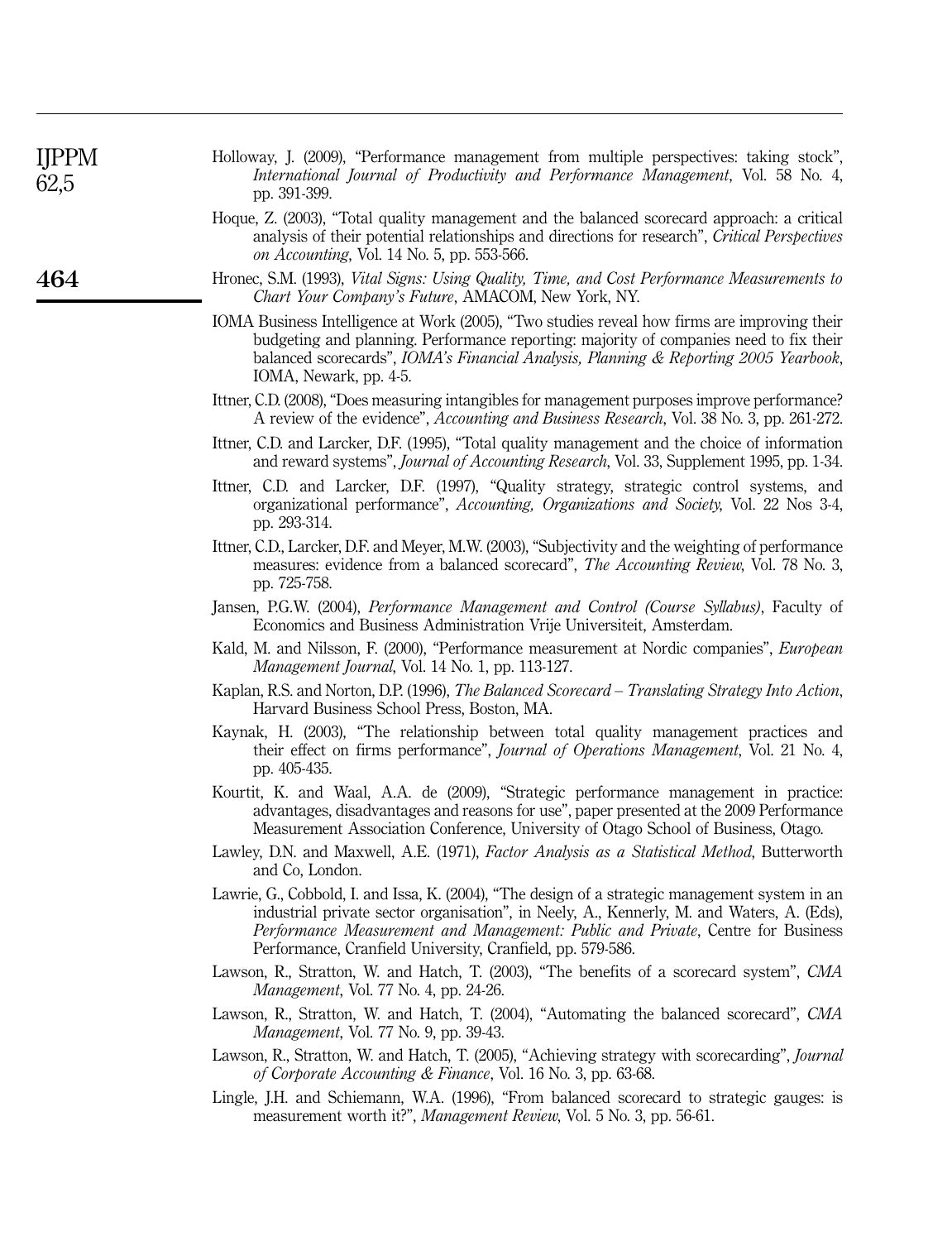Holloway, J. (2009), "Performance management from multiple perspectives: taking stock", *International Journal of Productivity and Performance Management*, Vol. 58 No. 4, pp. 391-399.

Hoque, Z. (2003), "Total quality management and the balanced scorecard approach: a critical analysis of their potential relationships and directions for research", *Critical Perspectives on Accounting*, Vol. 14 No. 5, pp. 553-566.

Hronec, S.M. (1993), *Vital Signs: Using Quality, Time, and Cost Performance Measurements to Chart Your Company's Future*, AMACOM, New York, NY.

IOMA Business Intelligence at Work (2005), "Two studies reveal how firms are improving their budgeting and planning. Performance reporting: majority of companies need to fix their balanced scorecards", *IOMA's Financial Analysis, Planning & Reporting 2005 Yearbook*, IOMA, Newark, pp. 4-5.

Ittner, C.D. (2008), "Does measuring intangibles for management purposes improve performance? A review of the evidence", *Accounting and Business Research*, Vol. 38 No. 3, pp. 261-272.

Ittner, C.D. and Larcker, D.F. (1995), "Total quality management and the choice of information and reward systems", *Journal of Accounting Research*, Vol. 33, Supplement 1995, pp. 1-34.

Ittner, C.D. and Larcker, D.F. (1997), "Quality strategy, strategic control systems, and organizational performance", *Accounting, Organizations and Society*, Vol. 22 Nos 3-4, pp. 293-314.

Ittner, C.D., Larcker, D.F. and Meyer, M.W. (2003), "Subjectivity and the weighting of performance measures: evidence from a balanced scorecard", *The Accounting Review*, Vol. 78 No. 3, pp. 725-758.

Jansen, P.G.W. (2004), *Performance Management and Control (Course Syllabus)*, Faculty of Economics and Business Administration Vrije Universiteit, Amsterdam.

Kald, M. and Nilsson, F. (2000), "Performance measurement at Nordic companies", *European Management Journal*, Vol. 14 No. 1, pp. 113-127.

Kaplan, R.S. and Norton, D.P. (1996), *The Balanced Scorecard – Translating Strategy Into Action*, Harvard Business School Press, Boston, MA.

Kaynak, H. (2003), "The relationship between total quality management practices and their effect on firms performance", *Journal of Operations Management*, Vol. 21 No. 4, pp. 405-435.

Kourtit, K. and Waal, A.A. de (2009), "Strategic performance management in practice: advantages, disadvantages and reasons for use", paper presented at the 2009 Performance Measurement Association Conference, University of Otago School of Business, Otago.

Lawley, D.N. and Maxwell, A.E. (1971), *Factor Analysis as a Statistical Method*, Butterworth and Co, London.

Lawrie, G., Cobbold, I. and Issa, K. (2004), "The design of a strategic management system in an industrial private sector organisation", in Neely, A., Kennerly, M. and Waters, A. (Eds), *Performance Measurement and Management: Public and Private*, Centre for Business Performance, Cranfield University, Cranfield, pp. 579-586.

Lawson, R., Stratton, W. and Hatch, T. (2003), "The benefits of a scorecard system", *CMA Management*, Vol. 77 No. 4, pp. 24-26.

Lawson, R., Stratton, W. and Hatch, T. (2004), "Automating the balanced scorecard", *CMA Management*, Vol. 77 No. 9, pp. 39-43.

Lawson, R., Stratton, W. and Hatch, T. (2005), "Achieving strategy with scorecarding", *Journal of Corporate Accounting & Finance*, Vol. 16 No. 3, pp. 63-68.

Lingle, J.H. and Schiemann, W.A. (1996), "From balanced scorecard to strategic gauges: is measurement worth it?", *Management Review*, Vol. 5 No. 3, pp. 56-61.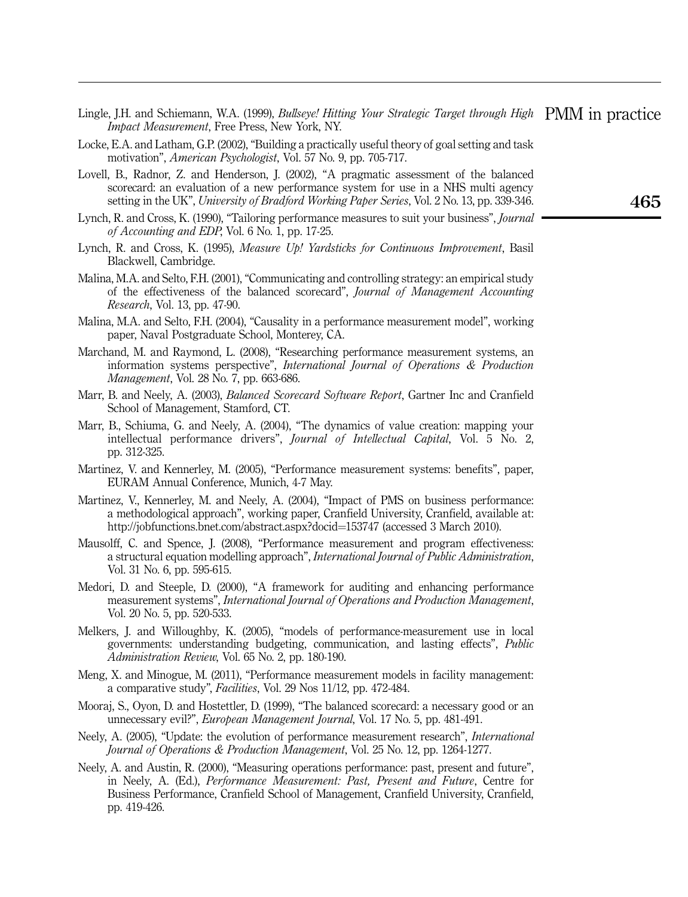Lingle, J.H. and Schiemann, W.A. (1999), *Bullseye! Hitting Your Strategic Target through High Impact Measurement*, Free Press, New York, NY.

Locke, E.A. and Latham, G.P. (2002), "Building a practically useful theory of goal setting and task motivation", *American Psychologist*, Vol. 57 No. 9, pp. 705-717.

Lovell, B., Radnor, Z. and Henderson, J. (2002), "A pragmatic assessment of the balanced scorecard: an evaluation of a new performance system for use in a NHS multi agency setting in the UK", *University of Bradford Working Paper Series*, Vol. 2 No. 13, pp. 339-346.

Lynch, R. and Cross, K. (1990), "Tailoring performance measures to suit your business", *Journal of Accounting and EDP*, Vol. 6 No. 1, pp. 17-25.

Lynch, R. and Cross, K. (1995), *Measure Up! Yardsticks for Continuous Improvement*, Basil Blackwell, Cambridge.

Malina, M.A. and Selto, F.H. (2001), "Communicating and controlling strategy: an empirical study of the effectiveness of the balanced scorecard", *Journal of Management Accounting Research*, Vol. 13, pp. 47-90.

Malina, M.A. and Selto, F.H. (2004), "Causality in a performance measurement model", working paper, Naval Postgraduate School, Monterey, CA.

Marchand, M. and Raymond, L. (2008), "Researching performance measurement systems, an information systems perspective", *International Journal of Operations & Production Management*, Vol. 28 No. 7, pp. 663-686.

Marr, B. and Neely, A. (2003), *Balanced Scorecard Software Report*, Gartner Inc and Cranfield School of Management, Stamford, CT.

Marr, B., Schiuma, G. and Neely, A. (2004), "The dynamics of value creation: mapping your intellectual performance drivers", *Journal of Intellectual Capital*, Vol. 5 No. 2, pp. 312-325.

Martinez, V. and Kennerley, M. (2005), "Performance measurement systems: benefits", paper, EURAM Annual Conference, Munich, 4-7 May.

Martinez, V., Kennerley, M. and Neely, A. (2004), "Impact of PMS on business performance: a methodological approach", working paper, Cranfield University, Cranfield, available at: http://jobfunctions.bnet.com/abstract.aspx?docid=153747 (accessed 3 March 2010).

Mausolff, C. and Spence, J. (2008), "Performance measurement and program effectiveness: a structural equation modelling approach", *International Journal of Public Administration*, Vol. 31 No. 6, pp. 595-615.

Medori, D. and Steeple, D. (2000), "A framework for auditing and enhancing performance measurement systems", *International Journal of Operations and Production Management*, Vol. 20 No. 5, pp. 520-533.

Melkers, J. and Willoughby, K. (2005), "models of performance-measurement use in local governments: understanding budgeting, communication, and lasting effects", *Public Administration Review*, Vol. 65 No. 2, pp. 180-190.

Meng, X. and Minogue, M. (2011), "Performance measurement models in facility management: a comparative study", *Facilities*, Vol. 29 Nos 11/12, pp. 472-484.

Mooraj, S., Oyon, D. and Hostettler, D. (1999), "The balanced scorecard: a necessary good or an unnecessary evil?", *European Management Journal*, Vol. 17 No. 5, pp. 481-491.

Neely, A. (2005), "Update: the evolution of performance measurement research", *International Journal of Operations & Production Management*, Vol. 25 No. 12, pp. 1264-1277.

Neely, A. and Austin, R. (2000), "Measuring operations performance: past, present and future", in Neely, A. (Ed.), *Performance Measurement: Past, Present and Future*, Centre for Business Performance, Cranfield School of Management, Cranfield University, Cranfield, pp. 419-426.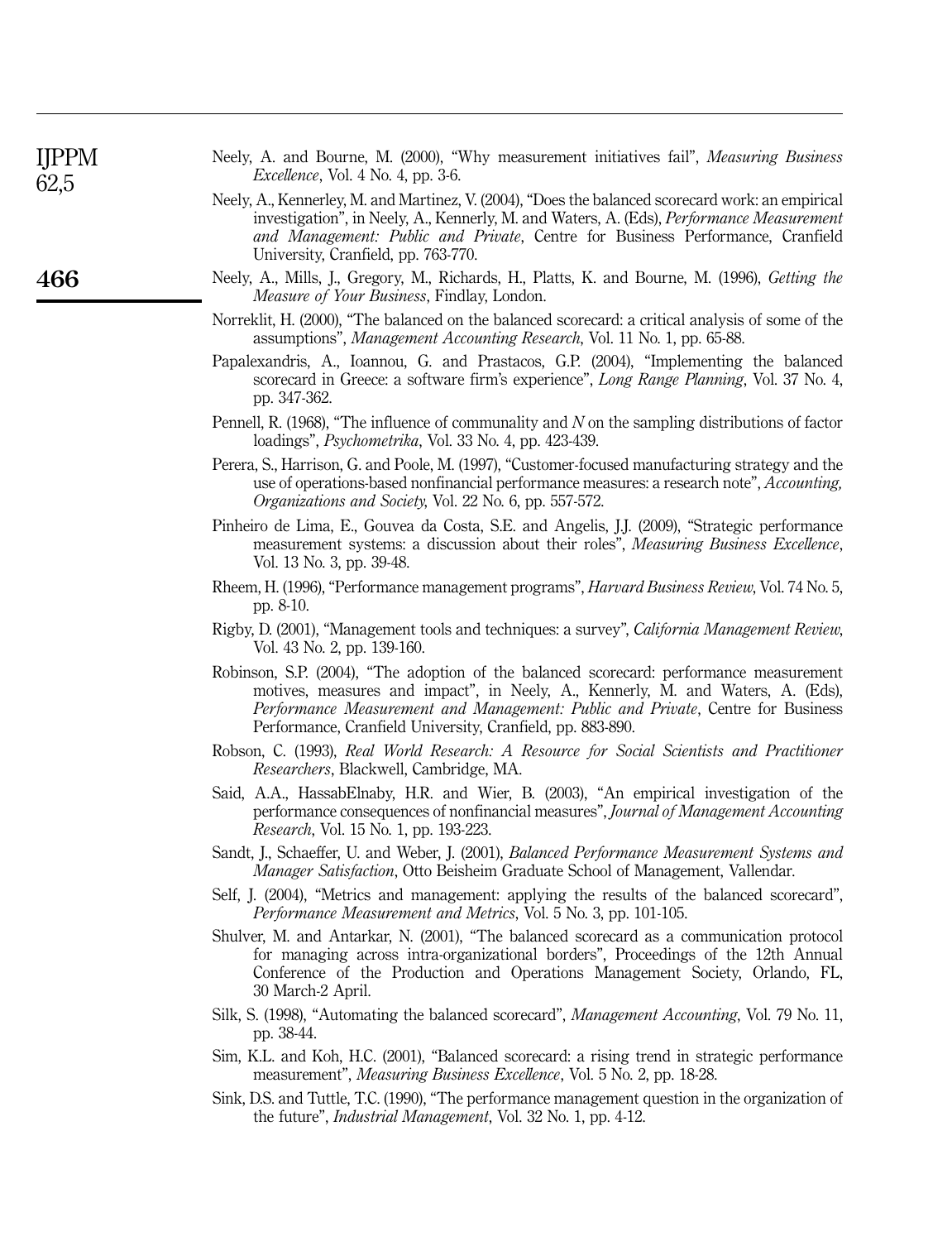Neely, A. and Bourne, M. (2000), "Why measurement initiatives fail", *Measuring Business Excellence*, Vol. 4 No. 4, pp. 3-6.

Neely, A., Kennerley, M. and Martinez, V. (2004), "Does the balanced scorecard work: an empirical investigation", in Neely, A., Kennerly, M. and Waters, A. (Eds), *Performance Measurement and Management: Public and Private*, Centre for Business Performance, Cranfield University, Cranfield, pp. 763-770.

Neely, A., Mills, J., Gregory, M., Richards, H., Platts, K. and Bourne, M. (1996), *Getting the Measure of Your Business*, Findlay, London.

Norreklit, H. (2000), "The balanced on the balanced scorecard: a critical analysis of some of the assumptions", *Management Accounting Research*, Vol. 11 No. 1, pp. 65-88.

Papalexandris, A., Ioannou, G. and Prastacos, G.P. (2004), "Implementing the balanced scorecard in Greece: a software firm's experience", *Long Range Planning*, Vol. 37 No. 4, pp. 347-362.

Pennell, R. (1968), "The influence of communality and *N* on the sampling distributions of factor loadings", *Psychometrika*, Vol. 33 No. 4, pp. 423-439.

Perera, S., Harrison, G. and Poole, M. (1997), "Customer-focused manufacturing strategy and the use of operations-based nonfinancial performance measures: a research note", *Accounting, Organizations and Society*, Vol. 22 No. 6, pp. 557-572.

Pinheiro de Lima, E., Gouvea da Costa, S.E. and Angelis, J.J. (2009), "Strategic performance measurement systems: a discussion about their roles", *Measuring Business Excellence*, Vol. 13 No. 3, pp. 39-48.

Rheem, H. (1996), "Performance management programs", *Harvard Business Review*, Vol. 74 No. 5, pp. 8-10.

Rigby, D. (2001), "Management tools and techniques: a survey", *California Management Review*, Vol. 43 No. 2, pp. 139-160.

Robinson, S.P. (2004), "The adoption of the balanced scorecard: performance measurement motives, measures and impact", in Neely, A., Kennerly, M. and Waters, A. (Eds), *Performance Measurement and Management: Public and Private*, Centre for Business Performance, Cranfield University, Cranfield, pp. 883-890.

Robson, C. (1993), *Real World Research: A Resource for Social Scientists and Practitioner Researchers*, Blackwell, Cambridge, MA.

Said, A.A., HassabElnaby, H.R. and Wier, B. (2003), "An empirical investigation of the performance consequences of nonfinancial measures", *Journal of Management Accounting Research*, Vol. 15 No. 1, pp. 193-223.

Sandt, J., Schaeffer, U. and Weber, J. (2001), *Balanced Performance Measurement Systems and Manager Satisfaction*, Otto Beisheim Graduate School of Management, Vallendar.

Self, J. (2004), "Metrics and management: applying the results of the balanced scorecard", *Performance Measurement and Metrics*, Vol. 5 No. 3, pp. 101-105.

Shulver, M. and Antarkar, N. (2001), "The balanced scorecard as a communication protocol for managing across intra-organizational borders", Proceedings of the 12th Annual Conference of the Production and Operations Management Society, Orlando, FL, 30 March-2 April.

Silk, S. (1998), "Automating the balanced scorecard", *Management Accounting*, Vol. 79 No. 11, pp. 38-44.

Sim, K.L. and Koh, H.C. (2001), "Balanced scorecard: a rising trend in strategic performance measurement", *Measuring Business Excellence*, Vol. 5 No. 2, pp. 18-28.

Sink, D.S. and Tuttle, T.C. (1990), "The performance management question in the organization of the future", *Industrial Management*, Vol. 32 No. 1, pp. 4-12.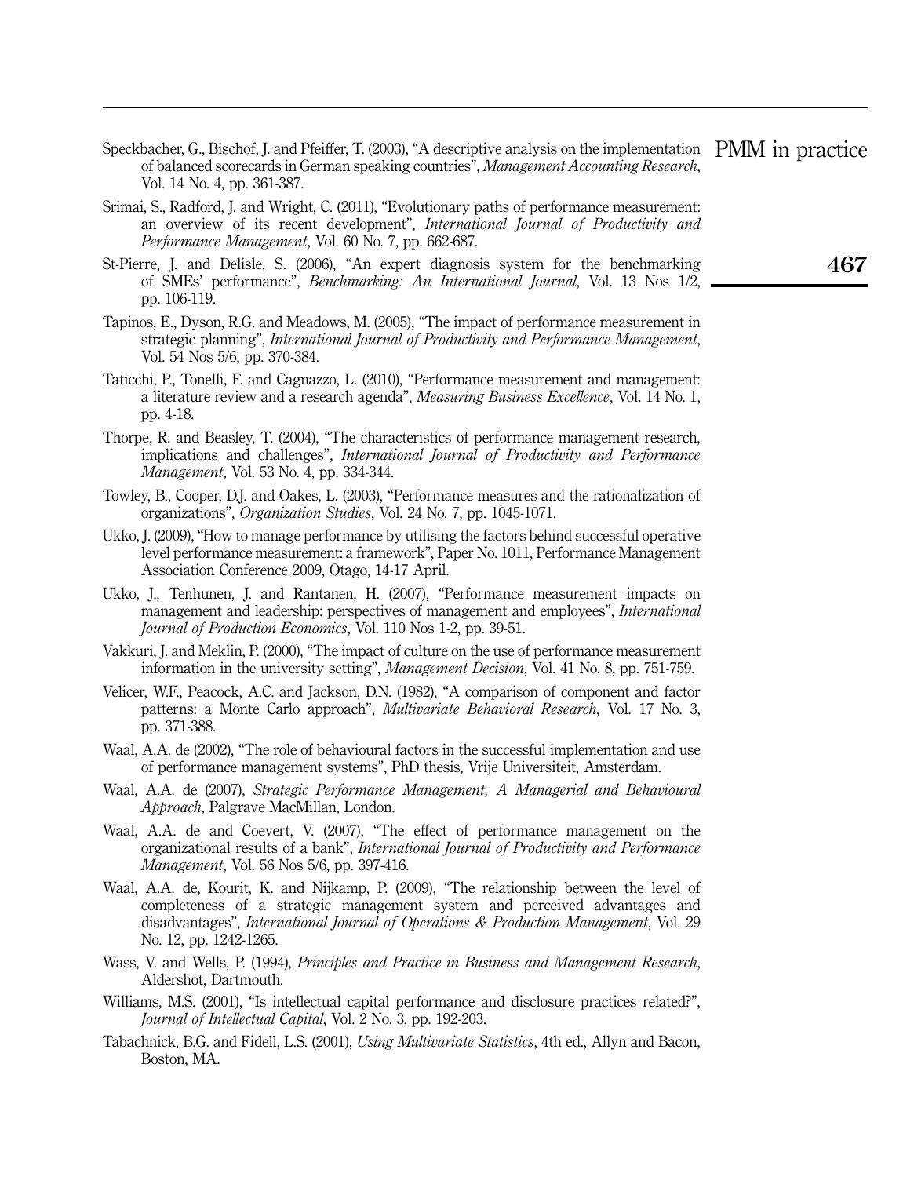Speckbacher, G., Bischof, J. and Pfeiffer, T. (2003), "A descriptive analysis on the implementation of balanced scorecards in German speaking countries", *Management Accounting Research*, Vol. 14 No. 4, pp. 361-387.

Srimai, S., Radford, J. and Wright, C. (2011), "Evolutionary paths of performance measurement: an overview of its recent development", *International Journal of Productivity and Performance Management*, Vol. 60 No. 7, pp. 662-687.

St-Pierre, J. and Delisle, S. (2006), "An expert diagnosis system for the benchmarking of SMEs' performance", *Benchmarking: An International Journal*, Vol. 13 Nos 1/2, pp. 106-119.

Tapinos, E., Dyson, R.G. and Meadows, M. (2005), "The impact of performance measurement in strategic planning", *International Journal of Productivity and Performance Management*, Vol. 54 Nos 5/6, pp. 370-384.

Taticchi, P., Tonelli, F. and Cagnazzo, L. (2010), "Performance measurement and management: a literature review and a research agenda", *Measuring Business Excellence*, Vol. 14 No. 1, pp. 4-18.

Thorpe, R. and Beasley, T. (2004), "The characteristics of performance management research, implications and challenges", *International Journal of Productivity and Performance Management*, Vol. 53 No. 4, pp. 334-344.

Towley, B., Cooper, D.J. and Oakes, L. (2003), "Performance measures and the rationalization of organizations", *Organization Studies*, Vol. 24 No. 7, pp. 1045-1071.

Ukko, J. (2009), "How to manage performance by utilising the factors behind successful operative level performance measurement: a framework", Paper No. 1011, Performance Management Association Conference 2009, Otago, 14-17 April.

Ukko, J., Tenhunen, J. and Rantanen, H. (2007), "Performance measurement impacts on management and leadership: perspectives of management and employees", *International Journal of Production Economics*, Vol. 110 Nos 1-2, pp. 39-51.

Vakkuri, J. and Meklin, P. (2000), "The impact of culture on the use of performance measurement information in the university setting", *Management Decision*, Vol. 41 No. 8, pp. 751-759.

Velicer, W.F., Peacock, A.C. and Jackson, D.N. (1982), "A comparison of component and factor patterns: a Monte Carlo approach", *Multivariate Behavioral Research*, Vol. 17 No. 3, pp. 371-388.

Waal, A.A. de (2002), "The role of behavioural factors in the successful implementation and use of performance management systems", PhD thesis, Vrije Universiteit, Amsterdam.

Waal, A.A. de (2007), *Strategic Performance Management, A Managerial and Behavioural Approach*, Palgrave MacMillan, London.

Waal, A.A. de and Coevert, V. (2007), "The effect of performance management on the organizational results of a bank", *International Journal of Productivity and Performance Management*, Vol. 56 Nos 5/6, pp. 397-416.

Waal, A.A. de, Kourit, K. and Nijkamp, P. (2009), "The relationship between the level of completeness of a strategic management system and perceived advantages and disadvantages", *International Journal of Operations & Production Management*, Vol. 29 No. 12, pp. 1242-1265.

Wass, V. and Wells, P. (1994), *Principles and Practice in Business and Management Research*, Aldershot, Dartmouth.

Williams, M.S. (2001), "Is intellectual capital performance and disclosure practices related?", *Journal of Intellectual Capital*, Vol. 2 No. 3, pp. 192-203.

Tabachnick, B.G. and Fidell, L.S. (2001), *Using Multivariate Statistics*, 4th ed., Allyn and Bacon, Boston, MA.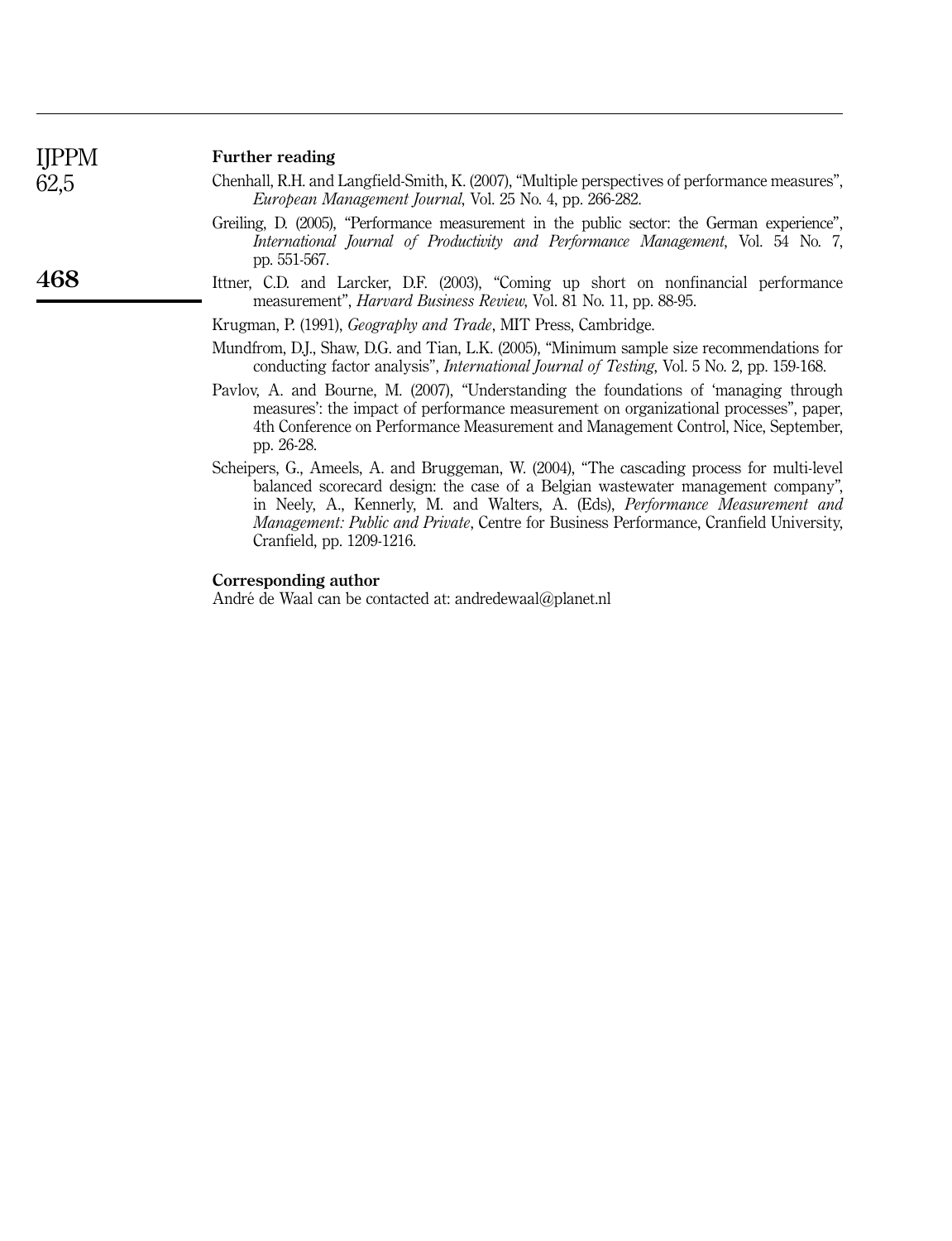## Further reading

Chenhall, R.H. and Langfield-Smith, K. (2007), "Multiple perspectives of performance measures", *European Management Journal*, Vol. 25 No. 4, pp. 266-282.

Greiling, D. (2005), "Performance measurement in the public sector: the German experience", *International Journal of Productivity and Performance Management*, Vol. 54 No. 7, pp. 551-567.

Ittner, C.D. and Larcker, D.F. (2003), "Coming up short on nonfinancial performance measurement", *Harvard Business Review*, Vol. 81 No. 11, pp. 88-95.

Krugman, P. (1991), *Geography and Trade*, MIT Press, Cambridge.

Mundfrom, D.J., Shaw, D.G. and Tian, L.K. (2005), "Minimum sample size recommendations for conducting factor analysis", *International Journal of Testing*, Vol. 5 No. 2, pp. 159-168.

Pavlov, A. and Bourne, M. (2007), "Understanding the foundations of 'managing through measures': the impact of performance measurement on organizational processes", paper, 4th Conference on Performance Measurement and Management Control, Nice, September, pp. 26-28.

Scheipers, G., Ameels, A. and Bruggeman, W. (2004), "The cascading process for multi-level balanced scorecard design: the case of a Belgian wastewater management company", in Neely, A., Kennerly, M. and Walters, A. (Eds), *Performance Measurement and Management: Public and Private*, Centre for Business Performance, Cranfield University, Cranfield, pp. 1209-1216.

## Corresponding author

André de Waal can be contacted at: andredewaal@planet.nl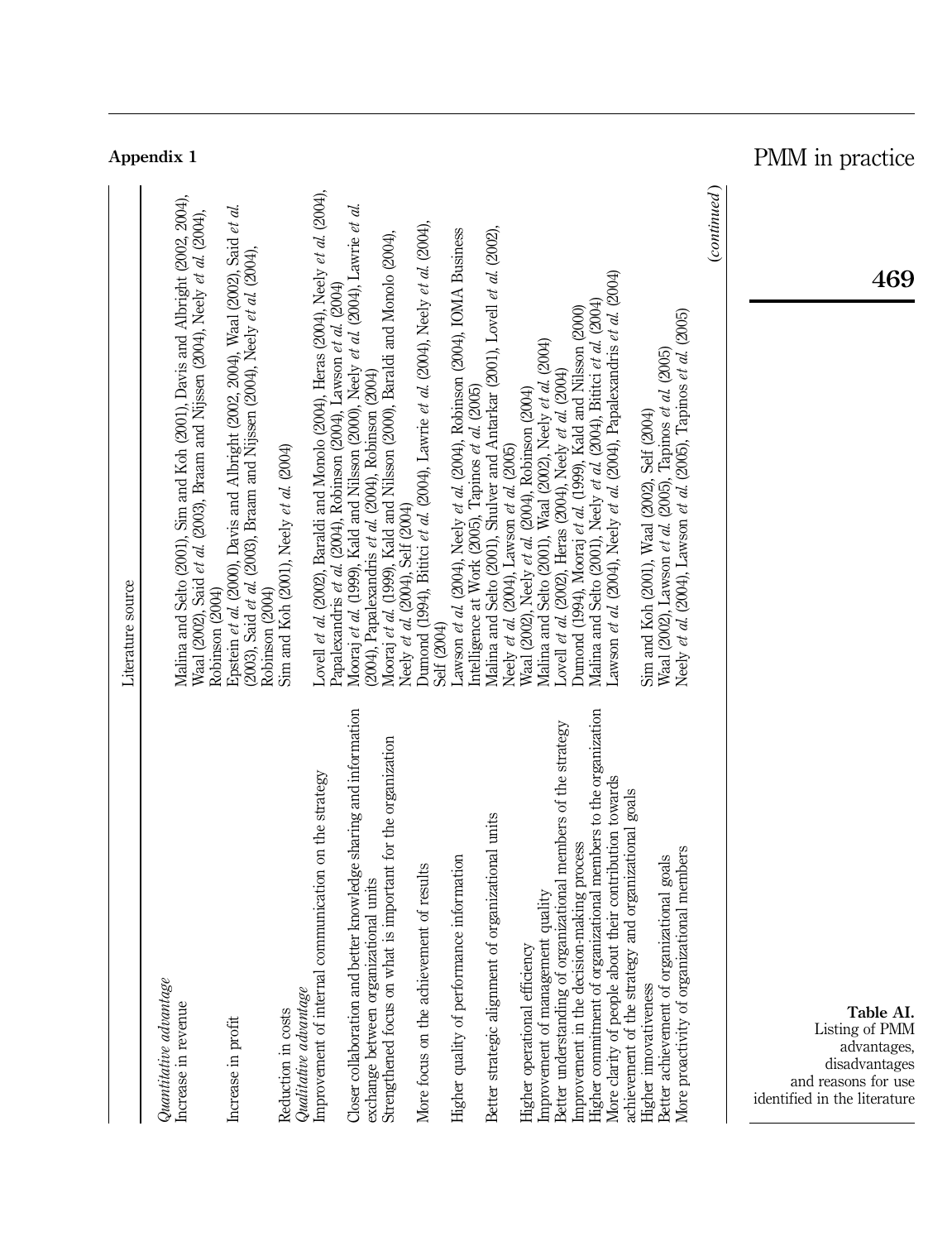## Appendix 1

| | Literature source |
|---|---|
| *Quantitative advantage* | |
| Increase in revenue | Malina and Selto (2001), Sim and Koh (2001), Davis and Albright (2002, 2004), Waal (2002), Said *et al.* (2003), Braam and Nijssen (2004), Neely *et al.* (2004), Robinson (2004) |
| Increase in profit | Epstein *et al.* (2000), Davis and Albright (2002, 2004), Waal (2002), Said *et al.* (2003), Said *et al.* (2003), Braam and Nijssen (2004), Neely *et al.* (2004), Robinson (2004) |
| Reduction in costs | Sim and Koh (2001), Neely *et al.* (2004) |
| *Qualitative advantage* | |
| Improvement of internal communication on the strategy | Lovell *et al.* (2002), Baraldi and Monolo (2004), Heras (2004), Neely *et al.* (2004), Papalexandris *et al.* (2004), Robinson (2004), Lawson *et al.* (2004) |
| Closer collaboration and better knowledge sharing and information exchange between organizational units | Mooraj *et al.* (1999), Kald and Nilsson (2000), Neely *et al.* (2004), Lawrie *et al.* (2004), Papalexandris *et al.* (2004), Robinson (2004) |
| Strengthened focus on what is important for the organization | Mooraj *et al.* (1999), Kald and Nilsson (2000), Baraldi and Monolo (2004), Neely *et al.* (2004), Self (2004) |
| More focus on the achievement of results | Dumond (1994), Bititci *et al.* (2004), Lawrie *et al.* (2004), Neely *et al.* (2004), Self (2004) |
| Higher quality of performance information | Lawson *et al.* (2004), Neely *et al.* (2004), Robinson (2004), IOMA Business Intelligence at Work (2005), Tapinos *et al.* (2005) |
| Better strategic alignment of organizational units | Malina and Selto (2001), Shulver and Antarkar (2001), Lovell *et al.* (2002), Neely *et al.* (2004), Lawson *et al.* (2005) |
| Higher operational efficiency | Waal (2002), Neely *et al.* (2004), Robinson (2004) |
| Improvement of management quality | Malina and Selto (2001), Waal (2002), Neely *et al.* (2004) |
| Better understanding of organizational members of the strategy | Lovell *et al.* (2002), Heras (2004), Neely *et al.* (2004) |
| Improvement in the decision-making process | Dumond (1994), Mooraj *et al.* (1999), Kald and Nilsson (2000) |
| Higher commitment of organizational members to the organization | Malina and Selto (2001), Neely *et al.* (2004), Bititci *et al.* (2004) |
| More clarity of people about their contribution towards achievement of the strategy and organizational goals | Lawson *et al.* (2004), Neely *et al.* (2004), Papalexandris *et al.* (2004) |
| Higher innovativeness | Sim and Koh (2001), Waal (2002), Self (2004) |
| Better achievement of organizational goals | Waal (2002), Lawson *et al.* (2005), Tapinos *et al.* (2005) |
| More proactivity of organizational members | Neely *et al.* (2004), Lawson *et al.* (2005), Tapinos *et al.* (2005) |

(*continued*)

**Table AI.** Listing of PMM advantages, disadvantages and reasons for use identified in the literature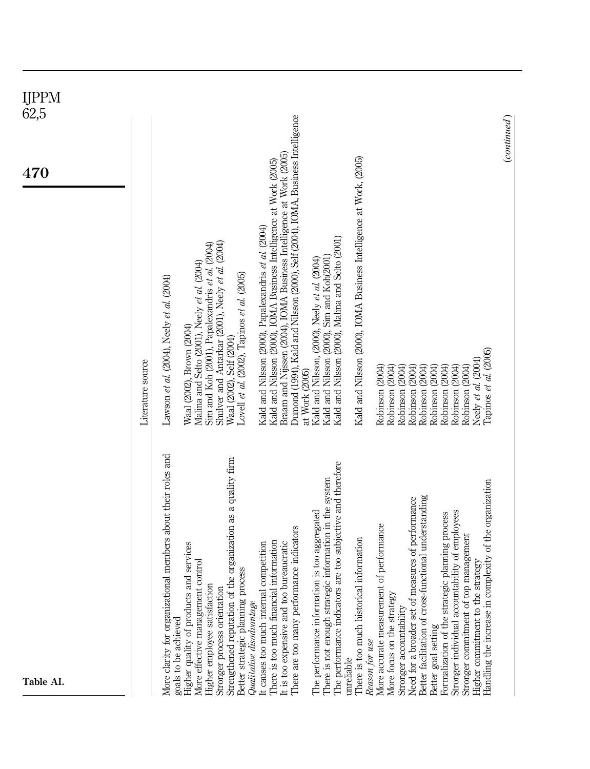| | Literature source |
|---|---|
| More clarity for organizational members about their roles and goals to be achieved | Lawson *et al.* (2004), Neely *et al.* (2004) |
| Higher quality of products and services | Waal (2002), Brown (2004) |
| More effective management control | Malina and Selto (2001), Neely *et al.* (2004) |
| Higher employee satisfaction | Sim and Koh (2001), Papalexandris *et al.* (2004) |
| Stronger process orientation | Shulver and Antarkar (2001), Neely *et al.* (2004) |
| Strengthened reputation of the organization as a quality firm | Waal (2002), Self (2004) |
| Better strategic planning process | Lovell *et al.* (2002), Tapinos *et al.* (2005) |
| *Qualitative disadvantage* | |
| It causes too much internal competition | Kald and Nilsson (2000), Papalexandris *et al.* (2004) |
| There is too much financial information | Kald and Nilsson (2000), IOMA Business Intelligence at Work (2005) |
| It is too expensive and too bureaucratic | Braam and Nijssen (2004), IOMA Business Intelligence at Work (2005) |
| There are too many performance indicators | Dumond (1994), Kald and Nilsson (2000), Self (2004), IOMA, Business Intelligence at Work (2005) |
| The performance information is too aggregated | Kald and Nilsson, (2000), Neely *et al.* (2004) |
| There is not enough strategic information in the system | Kald and Nilsson (2000), Sim and Koh(2001) |
| The performance indicators are too subjective and therefore unreliable | Kald and Nilsson (2000), Malina and Selto (2001) |
| There is too much historical information | Kald and Nilsson (2000), IOMA Business Intelligence at Work, (2005) |
| *Reason for use* | |
| More accurate measurement of performance | Robinson (2004) |
| More focus on the strategy | Robinson (2004) |
| Stronger accountability | Robinson (2004) |
| Need for a broader set of measures of performance | Robinson (2004) |
| Better facilitation of cross-functional understanding | Robinson (2004) |
| Better goal setting | Robinson (2004) |
| Formalization of the strategic planning process | Robinson (2004) |
| Stronger individual accountability of employees | Robinson (2004) |
| Stronger commitment of top management | Robinson (2004) |
| Higher commitment to the strategy | Neely *et al.* (2004) |
| Handling the increase in complexity of the organization | Tapinos *et al.* (2005) |

Table AI.

(*continued*)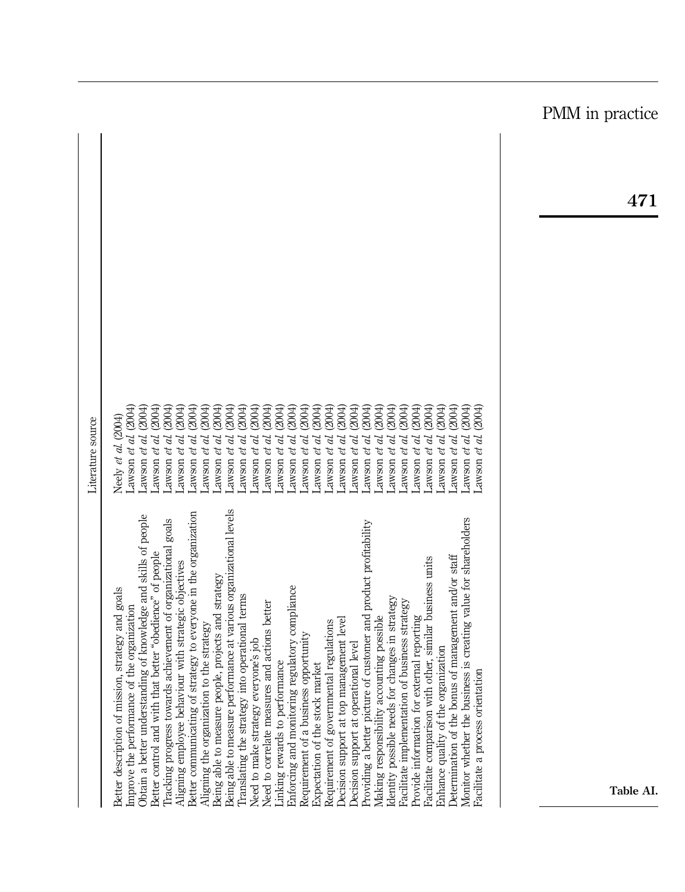**Table AI.**

| | Literature source |
|---|---|
| Better description of mission, strategy and goals | Neely *et al.* (2004) |
| Improve the performance of the organization | Lawson *et al.* (2004) |
| Obtain a better understanding of knowledge and skills of people | Lawson *et al.* (2004) |
| Better control and with that better "obedience" of people | Lawson *et al.* (2004) |
| Tracking progress towards achievement of organizational goals | Lawson *et al.* (2004) |
| Aligning employee behaviour with strategic objectives | Lawson *et al.* (2004) |
| Better communicating of strategy to everyone in the organization | Lawson *et al.* (2004) |
| Aligning the organization to the strategy | Lawson *et al.* (2004) |
| Being able to measure people, projects and strategy | Lawson *et al.* (2004) |
| Being able to measure performance at various organizational levels | Lawson *et al.* (2004) |
| Translating the strategy into operational terms | Lawson *et al.* (2004) |
| Need to make strategy everyone's job | Lawson *et al.* (2004) |
| Need to correlate measures and actions better | Lawson *et al.* (2004) |
| Linking rewards to performance | Lawson *et al.* (2004) |
| Enforcing and monitoring regulatory compliance | Lawson *et al.* (2004) |
| Requirement of a business opportunity | Lawson *et al.* (2004) |
| Expectation of the stock market | Lawson *et al.* (2004) |
| Requirement of governmental regulations | Lawson *et al.* (2004) |
| Decision support at top management level | Lawson *et al.* (2004) |
| Decision support at operational level | Lawson *et al.* (2004) |
| Providing a better picture of customer and product profitability | Lawson *et al.* (2004) |
| Making responsibility accounting possible | Lawson *et al.* (2004) |
| Identity possible needs for changes in strategy | Lawson *et al.* (2004) |
| Facilitate implementation of business strategy | Lawson *et al.* (2004) |
| Provide information for external reporting | Lawson *et al.* (2004) |
| Facilitate comparison with other, similar business units | Lawson *et al.* (2004) |
| Enhance quality of the organization | Lawson *et al.* (2004) |
| Determination of the bonus of management and/or staff | Lawson *et al.* (2004) |
| Monitor whether the business is creating value for shareholders | Lawson *et al.* (2004) |
| Facilitate a process orientation | Lawson *et al.* (2004) |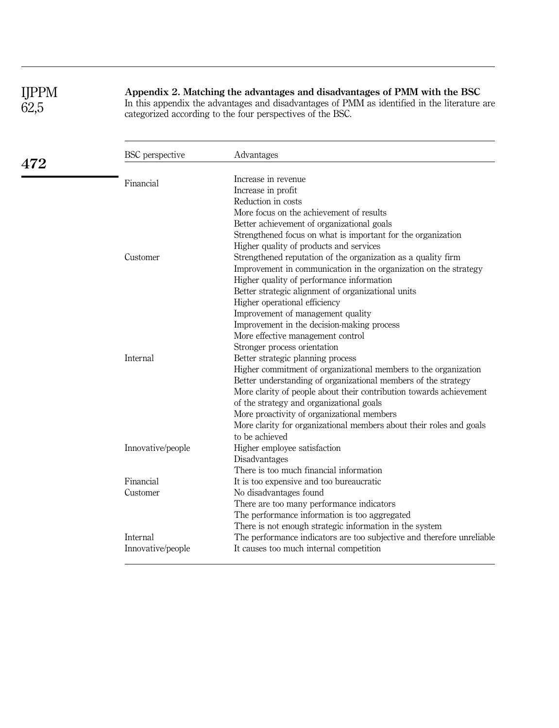## Appendix 2. Matching the advantages and disadvantages of PMM with the BSC

In this appendix the advantages and disadvantages of PMM as identified in the literature are categorized according to the four perspectives of the BSC.

| BSC perspective | Advantages |
|---|---|
| Financial | Increase in revenue |
| | Increase in profit |
| | Reduction in costs |
| | More focus on the achievement of results |
| | Better achievement of organizational goals |
| | Strengthened focus on what is important for the organization |
| | Higher quality of products and services |
| Customer | Strengthened reputation of the organization as a quality firm |
| | Improvement in communication in the organization on the strategy |
| | Higher quality of performance information |
| | Better strategic alignment of organizational units |
| | Higher operational efficiency |
| | Improvement of management quality |
| | Improvement in the decision-making process |
| | More effective management control |
| | Stronger process orientation |
| Internal | Better strategic planning process |
| | Higher commitment of organizational members to the organization |
| | Better understanding of organizational members of the strategy |
| | More clarity of people about their contribution towards achievement of the strategy and organizational goals |
| | More proactivity of organizational members |
| | More clarity for organizational members about their roles and goals to be achieved |
| Innovative/people | Higher employee satisfaction |
| | Disadvantages |
| | There is too much financial information |
| Financial | It is too expensive and too bureaucratic |
| Customer | No disadvantages found |
| | There are too many performance indicators |
| | The performance information is too aggregated |
| | There is not enough strategic information in the system |
| Internal | The performance indicators are too subjective and therefore unreliable |
| Innovative/people | It causes too much internal competition |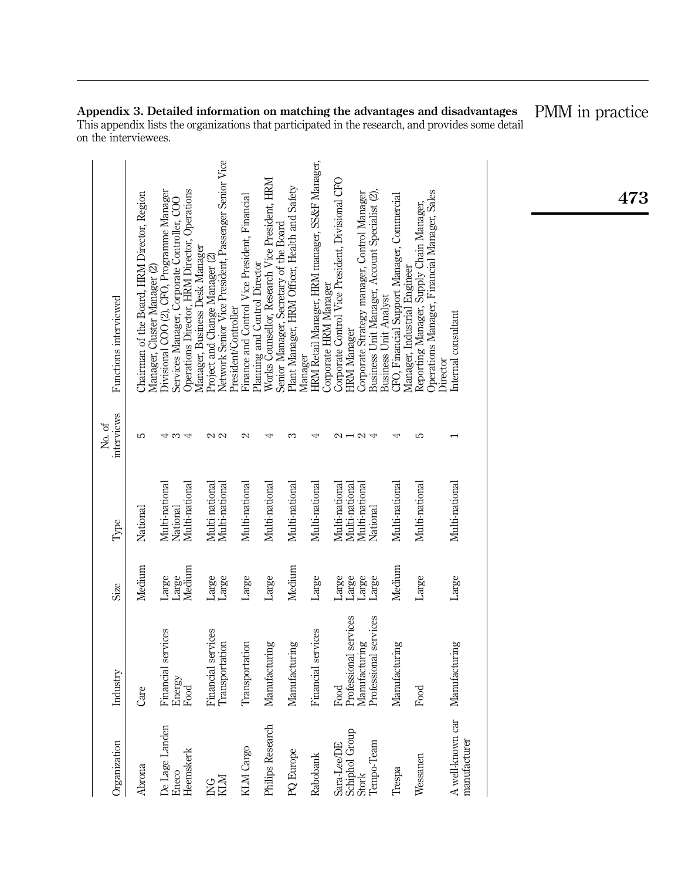## Appendix 3. Detailed information on matching the advantages and disadvantages

This appendix lists the organizations that participated in the research, and provides some detail on the interviewees.

| Organization | Industry | Size | Type | No. of interviews | Functions interviewed |
|---|---|---|---|---|---|
| Abrona | Care | Medium | National | 5 | Chairman of the Board, HRM Director, Region Manager, Cluster Manager (2) |
| De Lage Landen | Financial services | Large | Multi-national | 4 | Divisional COO (2), CFO, Programme Manager |
| Eneco | Energy | Large | National | 3 | Services Manager, Corporate Controller, COO |
| Heemskerk | Food | Medium | Multi-national | 4 | Operations Director, HRM Director, Operations Manager, Business Desk Manager |
| ING | Financial services | Large | Multi-national | 2 | Project and Change Manager (2) |
| KLM | Transportation | Large | Multi-national | 2 | Network Senior Vice President, Passenger Senior Vice President/Controller |
| KLM Cargo | Transportation | Large | Multi-national | 2 | Finance and Control Vice President, Financial Planning and Control Director |
| Philips Research | Manufacturing | Large | Multi-national | 4 | Works Counsellor, Research Vice President, HRM Senior Manager, Secretary of the Board |
| PQ Europe | Manufacturing | Medium | Multi-national | 3 | Plant Manager, HRM Officer, Health and Safety Manager |
| Rabobank | Financial services | Large | Multi-national | 4 | HRM Retail Manager, HRM manager, SS&F Manager, Corporate HRM Manager |
| Sara-Lee/DE | Food | Large | Multi-national | 2 | Corporate Control Vice President, Divisional CFO |
| Schiphol Group | Professional services | Large | Multi-national | 1 | HRM Manager |
| Stork | Manufacturing | Large | Multi-national | 2 | Corporate Strategy manager, Control Manager |
| Tempo-Team | Professional services | Large | National | 4 | Business Unit Manager, Account Specialist (2), Business Unit Analyst |
| Trespa | Manufacturing | Medium | Multi-national | 4 | CFO, Financial Support Manager, Commercial Manager, Industrial Engineer |
| Wessanen | Food | Large | Multi-national | 5 | Reporting Manager, Supply Chain Manager, Operations Manager, Financial Manager, Sales Director |
| A well-known car manufacturer | Manufacturing | Large | Multi-national | 1 | Internal consultant |